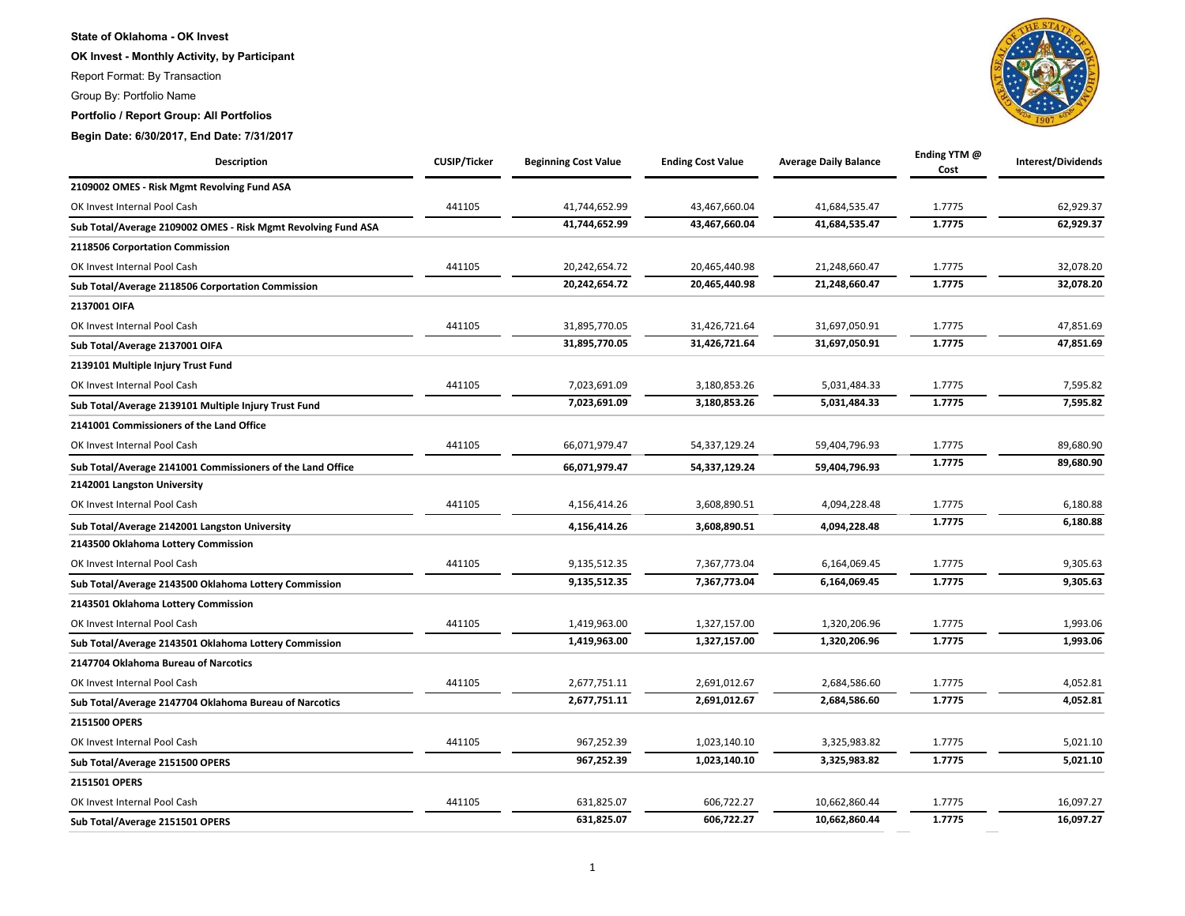**State of Oklahoma - OK Invest**

**OK Invest - Monthly Activity, by Participant**

Report Format: By Transaction

Group By: Portfolio Name

**Portfolio / Report Group: All Portfolios**

**Begin Date: 6/30/2017, End Date: 7/31/2017**

| Description | CUSIP/Ticker | Beginning Cost Value | Ending Cost Value | Average Daily Balance | Ending YTM @ Cost | Interest/Dividends |
|---|---|---|---|---|---|---|
| **2109002 OMES - Risk Mgmt Revolving Fund ASA** | | | | | | |
| OK Invest Internal Pool Cash | 441105 | 41,744,652.99 | 43,467,660.04 | 41,684,535.47 | 1.7775 | 62,929.37 |
| **Sub Total/Average 2109002 OMES - Risk Mgmt Revolving Fund ASA** | | **41,744,652.99** | **43,467,660.04** | **41,684,535.47** | **1.7775** | **62,929.37** |
| **2118506 Corportation Commission** | | | | | | |
| OK Invest Internal Pool Cash | 441105 | 20,242,654.72 | 20,465,440.98 | 21,248,660.47 | 1.7775 | 32,078.20 |
| **Sub Total/Average 2118506 Corportation Commission** | | **20,242,654.72** | **20,465,440.98** | **21,248,660.47** | **1.7775** | **32,078.20** |
| **2137001 OIFA** | | | | | | |
| OK Invest Internal Pool Cash | 441105 | 31,895,770.05 | 31,426,721.64 | 31,697,050.91 | 1.7775 | 47,851.69 |
| **Sub Total/Average 2137001 OIFA** | | **31,895,770.05** | **31,426,721.64** | **31,697,050.91** | **1.7775** | **47,851.69** |
| **2139101 Multiple Injury Trust Fund** | | | | | | |
| OK Invest Internal Pool Cash | 441105 | 7,023,691.09 | 3,180,853.26 | 5,031,484.33 | 1.7775 | 7,595.82 |
| **Sub Total/Average 2139101 Multiple Injury Trust Fund** | | **7,023,691.09** | **3,180,853.26** | **5,031,484.33** | **1.7775** | **7,595.82** |
| **2141001 Commissioners of the Land Office** | | | | | | |
| OK Invest Internal Pool Cash | 441105 | 66,071,979.47 | 54,337,129.24 | 59,404,796.93 | 1.7775 | 89,680.90 |
| **Sub Total/Average 2141001 Commissioners of the Land Office** | | **66,071,979.47** | **54,337,129.24** | **59,404,796.93** | **1.7775** | **89,680.90** |
| **2142001 Langston University** | | | | | | |
| OK Invest Internal Pool Cash | 441105 | 4,156,414.26 | 3,608,890.51 | 4,094,228.48 | 1.7775 | 6,180.88 |
| **Sub Total/Average 2142001 Langston University** | | **4,156,414.26** | **3,608,890.51** | **4,094,228.48** | **1.7775** | **6,180.88** |
| **2143500 Oklahoma Lottery Commission** | | | | | | |
| OK Invest Internal Pool Cash | 441105 | 9,135,512.35 | 7,367,773.04 | 6,164,069.45 | 1.7775 | 9,305.63 |
| **Sub Total/Average 2143500 Oklahoma Lottery Commission** | | **9,135,512.35** | **7,367,773.04** | **6,164,069.45** | **1.7775** | **9,305.63** |
| **2143501 Oklahoma Lottery Commission** | | | | | | |
| OK Invest Internal Pool Cash | 441105 | 1,419,963.00 | 1,327,157.00 | 1,320,206.96 | 1.7775 | 1,993.06 |
| **Sub Total/Average 2143501 Oklahoma Lottery Commission** | | **1,419,963.00** | **1,327,157.00** | **1,320,206.96** | **1.7775** | **1,993.06** |
| **2147704 Oklahoma Bureau of Narcotics** | | | | | | |
| OK Invest Internal Pool Cash | 441105 | 2,677,751.11 | 2,691,012.67 | 2,684,586.60 | 1.7775 | 4,052.81 |
| **Sub Total/Average 2147704 Oklahoma Bureau of Narcotics** | | **2,677,751.11** | **2,691,012.67** | **2,684,586.60** | **1.7775** | **4,052.81** |
| **2151500 OPERS** | | | | | | |
| OK Invest Internal Pool Cash | 441105 | 967,252.39 | 1,023,140.10 | 3,325,983.82 | 1.7775 | 5,021.10 |
| **Sub Total/Average 2151500 OPERS** | | **967,252.39** | **1,023,140.10** | **3,325,983.82** | **1.7775** | **5,021.10** |
| **2151501 OPERS** | | | | | | |
| OK Invest Internal Pool Cash | 441105 | 631,825.07 | 606,722.27 | 10,662,860.44 | 1.7775 | 16,097.27 |
| **Sub Total/Average 2151501 OPERS** | | **631,825.07** | **606,722.27** | **10,662,860.44** | **1.7775** | **16,097.27** |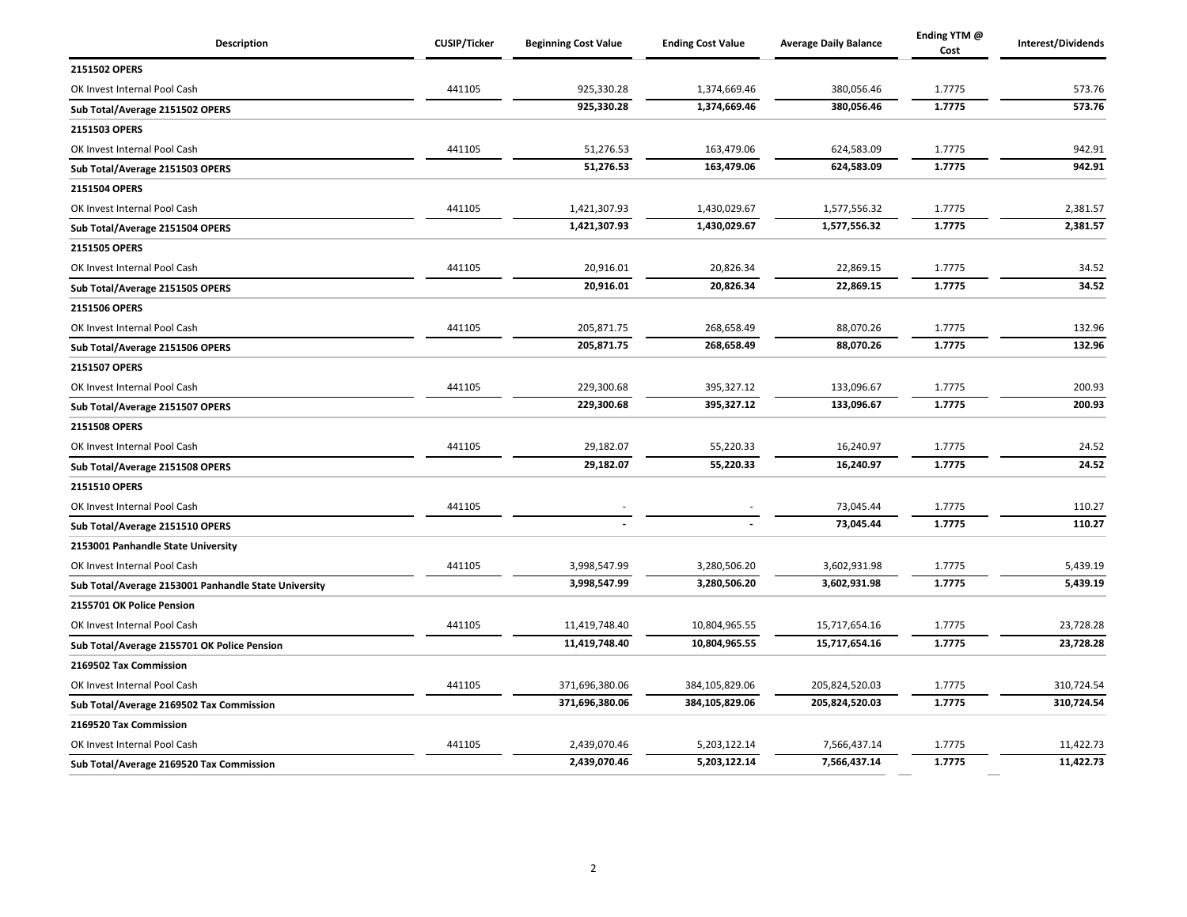| Description | CUSIP/Ticker | Beginning Cost Value | Ending Cost Value | Average Daily Balance | Ending YTM @ Cost | Interest/Dividends |
|---|---|---|---|---|---|---|
| **2151502 OPERS** | | | | | | |
| OK Invest Internal Pool Cash | 441105 | 925,330.28 | 1,374,669.46 | 380,056.46 | 1.7775 | 573.76 |
| **Sub Total/Average 2151502 OPERS** | | **925,330.28** | **1,374,669.46** | **380,056.46** | **1.7775** | **573.76** |
| **2151503 OPERS** | | | | | | |
| OK Invest Internal Pool Cash | 441105 | 51,276.53 | 163,479.06 | 624,583.09 | 1.7775 | 942.91 |
| **Sub Total/Average 2151503 OPERS** | | **51,276.53** | **163,479.06** | **624,583.09** | **1.7775** | **942.91** |
| **2151504 OPERS** | | | | | | |
| OK Invest Internal Pool Cash | 441105 | 1,421,307.93 | 1,430,029.67 | 1,577,556.32 | 1.7775 | 2,381.57 |
| **Sub Total/Average 2151504 OPERS** | | **1,421,307.93** | **1,430,029.67** | **1,577,556.32** | **1.7775** | **2,381.57** |
| **2151505 OPERS** | | | | | | |
| OK Invest Internal Pool Cash | 441105 | 20,916.01 | 20,826.34 | 22,869.15 | 1.7775 | 34.52 |
| **Sub Total/Average 2151505 OPERS** | | **20,916.01** | **20,826.34** | **22,869.15** | **1.7775** | **34.52** |
| **2151506 OPERS** | | | | | | |
| OK Invest Internal Pool Cash | 441105 | 205,871.75 | 268,658.49 | 88,070.26 | 1.7775 | 132.96 |
| **Sub Total/Average 2151506 OPERS** | | **205,871.75** | **268,658.49** | **88,070.26** | **1.7775** | **132.96** |
| **2151507 OPERS** | | | | | | |
| OK Invest Internal Pool Cash | 441105 | 229,300.68 | 395,327.12 | 133,096.67 | 1.7775 | 200.93 |
| **Sub Total/Average 2151507 OPERS** | | **229,300.68** | **395,327.12** | **133,096.67** | **1.7775** | **200.93** |
| **2151508 OPERS** | | | | | | |
| OK Invest Internal Pool Cash | 441105 | 29,182.07 | 55,220.33 | 16,240.97 | 1.7775 | 24.52 |
| **Sub Total/Average 2151508 OPERS** | | **29,182.07** | **55,220.33** | **16,240.97** | **1.7775** | **24.52** |
| **2151510 OPERS** | | | | | | |
| OK Invest Internal Pool Cash | 441105 | - | - | 73,045.44 | 1.7775 | 110.27 |
| **Sub Total/Average 2151510 OPERS** | | **-** | **-** | **73,045.44** | **1.7775** | **110.27** |
| **2153001 Panhandle State University** | | | | | | |
| OK Invest Internal Pool Cash | 441105 | 3,998,547.99 | 3,280,506.20 | 3,602,931.98 | 1.7775 | 5,439.19 |
| **Sub Total/Average 2153001 Panhandle State University** | | **3,998,547.99** | **3,280,506.20** | **3,602,931.98** | **1.7775** | **5,439.19** |
| **2155701 OK Police Pension** | | | | | | |
| OK Invest Internal Pool Cash | 441105 | 11,419,748.40 | 10,804,965.55 | 15,717,654.16 | 1.7775 | 23,728.28 |
| **Sub Total/Average 2155701 OK Police Pension** | | **11,419,748.40** | **10,804,965.55** | **15,717,654.16** | **1.7775** | **23,728.28** |
| **2169502 Tax Commission** | | | | | | |
| OK Invest Internal Pool Cash | 441105 | 371,696,380.06 | 384,105,829.06 | 205,824,520.03 | 1.7775 | 310,724.54 |
| **Sub Total/Average 2169502 Tax Commission** | | **371,696,380.06** | **384,105,829.06** | **205,824,520.03** | **1.7775** | **310,724.54** |
| **2169520 Tax Commission** | | | | | | |
| OK Invest Internal Pool Cash | 441105 | 2,439,070.46 | 5,203,122.14 | 7,566,437.14 | 1.7775 | 11,422.73 |
| **Sub Total/Average 2169520 Tax Commission** | | **2,439,070.46** | **5,203,122.14** | **7,566,437.14** | **1.7775** | **11,422.73** |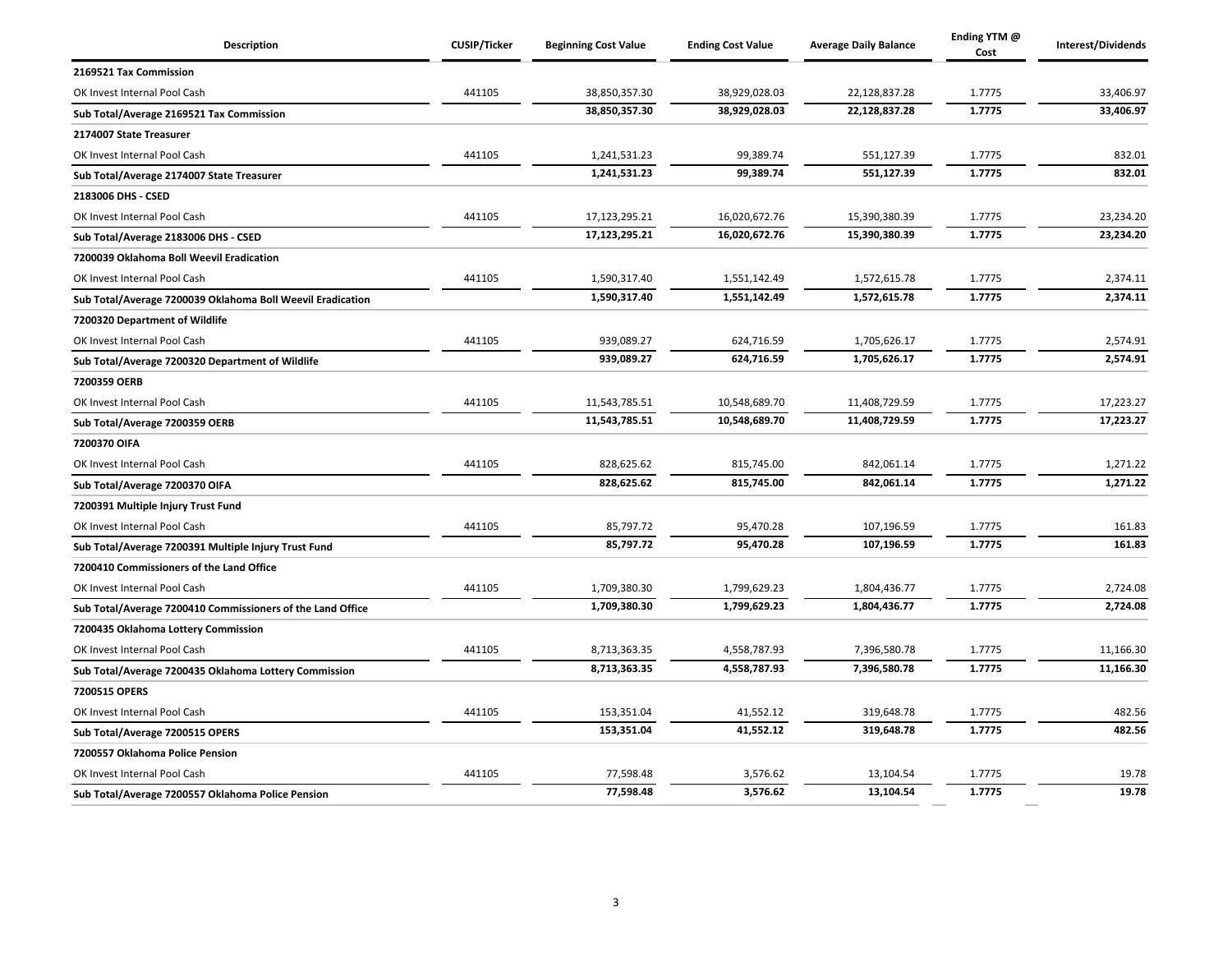| Description | CUSIP/Ticker | Beginning Cost Value | Ending Cost Value | Average Daily Balance | Ending YTM @ Cost | Interest/Dividends |
|---|---|---|---|---|---|---|
| **2169521 Tax Commission** | | | | | | |
| OK Invest Internal Pool Cash | 441105 | 38,850,357.30 | 38,929,028.03 | 22,128,837.28 | 1.7775 | 33,406.97 |
| **Sub Total/Average 2169521 Tax Commission** | | **38,850,357.30** | **38,929,028.03** | **22,128,837.28** | **1.7775** | **33,406.97** |
| **2174007 State Treasurer** | | | | | | |
| OK Invest Internal Pool Cash | 441105 | 1,241,531.23 | 99,389.74 | 551,127.39 | 1.7775 | 832.01 |
| **Sub Total/Average 2174007 State Treasurer** | | **1,241,531.23** | **99,389.74** | **551,127.39** | **1.7775** | **832.01** |
| **2183006 DHS - CSED** | | | | | | |
| OK Invest Internal Pool Cash | 441105 | 17,123,295.21 | 16,020,672.76 | 15,390,380.39 | 1.7775 | 23,234.20 |
| **Sub Total/Average 2183006 DHS - CSED** | | **17,123,295.21** | **16,020,672.76** | **15,390,380.39** | **1.7775** | **23,234.20** |
| **7200039 Oklahoma Boll Weevil Eradication** | | | | | | |
| OK Invest Internal Pool Cash | 441105 | 1,590,317.40 | 1,551,142.49 | 1,572,615.78 | 1.7775 | 2,374.11 |
| **Sub Total/Average 7200039 Oklahoma Boll Weevil Eradication** | | **1,590,317.40** | **1,551,142.49** | **1,572,615.78** | **1.7775** | **2,374.11** |
| **7200320 Department of Wildlife** | | | | | | |
| OK Invest Internal Pool Cash | 441105 | 939,089.27 | 624,716.59 | 1,705,626.17 | 1.7775 | 2,574.91 |
| **Sub Total/Average 7200320 Department of Wildlife** | | **939,089.27** | **624,716.59** | **1,705,626.17** | **1.7775** | **2,574.91** |
| **7200359 OERB** | | | | | | |
| OK Invest Internal Pool Cash | 441105 | 11,543,785.51 | 10,548,689.70 | 11,408,729.59 | 1.7775 | 17,223.27 |
| **Sub Total/Average 7200359 OERB** | | **11,543,785.51** | **10,548,689.70** | **11,408,729.59** | **1.7775** | **17,223.27** |
| **7200370 OIFA** | | | | | | |
| OK Invest Internal Pool Cash | 441105 | 828,625.62 | 815,745.00 | 842,061.14 | 1.7775 | 1,271.22 |
| **Sub Total/Average 7200370 OIFA** | | **828,625.62** | **815,745.00** | **842,061.14** | **1.7775** | **1,271.22** |
| **7200391 Multiple Injury Trust Fund** | | | | | | |
| OK Invest Internal Pool Cash | 441105 | 85,797.72 | 95,470.28 | 107,196.59 | 1.7775 | 161.83 |
| **Sub Total/Average 7200391 Multiple Injury Trust Fund** | | **85,797.72** | **95,470.28** | **107,196.59** | **1.7775** | **161.83** |
| **7200410 Commissioners of the Land Office** | | | | | | |
| OK Invest Internal Pool Cash | 441105 | 1,709,380.30 | 1,799,629.23 | 1,804,436.77 | 1.7775 | 2,724.08 |
| **Sub Total/Average 7200410 Commissioners of the Land Office** | | **1,709,380.30** | **1,799,629.23** | **1,804,436.77** | **1.7775** | **2,724.08** |
| **7200435 Oklahoma Lottery Commission** | | | | | | |
| OK Invest Internal Pool Cash | 441105 | 8,713,363.35 | 4,558,787.93 | 7,396,580.78 | 1.7775 | 11,166.30 |
| **Sub Total/Average 7200435 Oklahoma Lottery Commission** | | **8,713,363.35** | **4,558,787.93** | **7,396,580.78** | **1.7775** | **11,166.30** |
| **7200515 OPERS** | | | | | | |
| OK Invest Internal Pool Cash | 441105 | 153,351.04 | 41,552.12 | 319,648.78 | 1.7775 | 482.56 |
| **Sub Total/Average 7200515 OPERS** | | **153,351.04** | **41,552.12** | **319,648.78** | **1.7775** | **482.56** |
| **7200557 Oklahoma Police Pension** | | | | | | |
| OK Invest Internal Pool Cash | 441105 | 77,598.48 | 3,576.62 | 13,104.54 | 1.7775 | 19.78 |
| **Sub Total/Average 7200557 Oklahoma Police Pension** | | **77,598.48** | **3,576.62** | **13,104.54** | **1.7775** | **19.78** |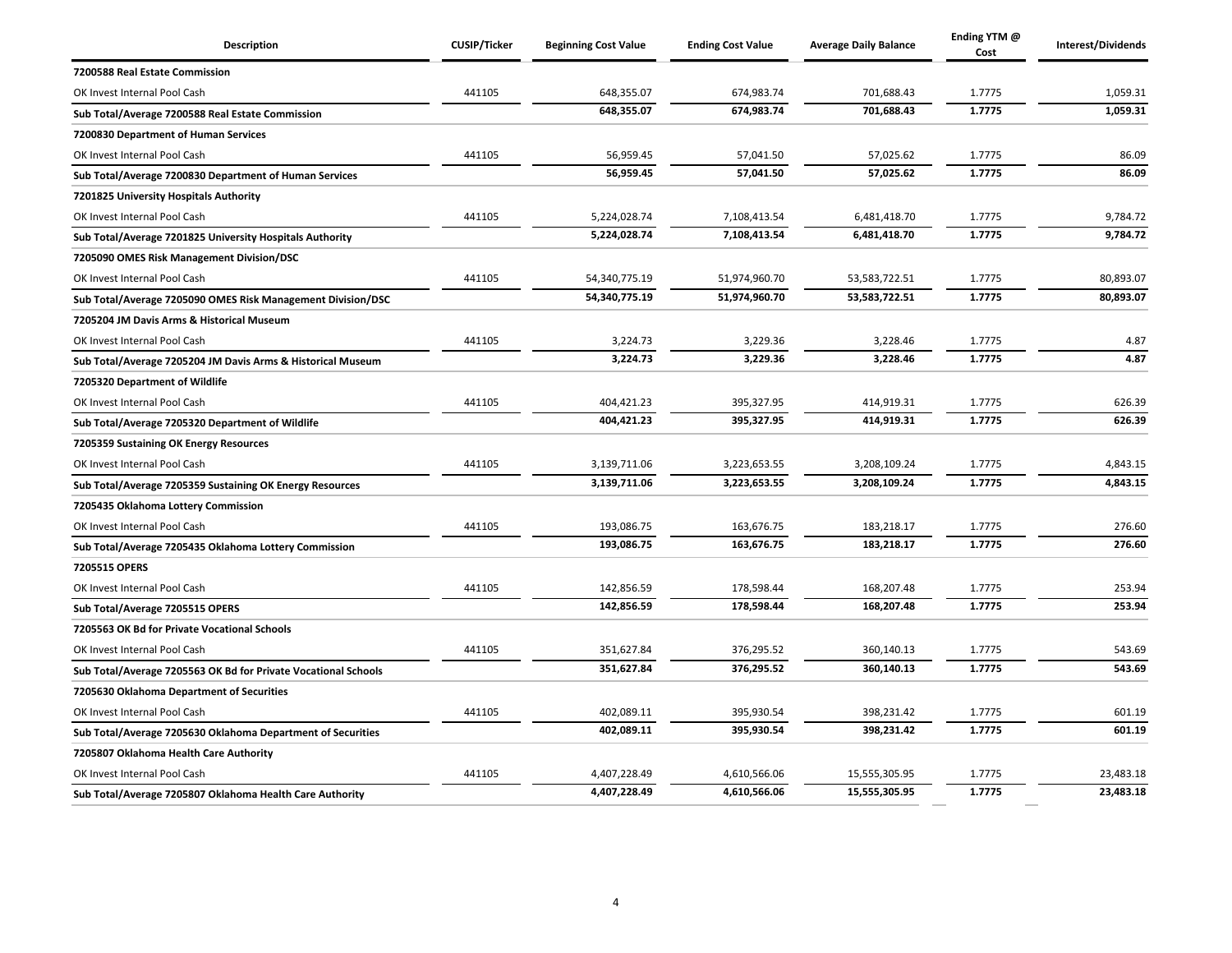| Description | CUSIP/Ticker | Beginning Cost Value | Ending Cost Value | Average Daily Balance | Ending YTM @ Cost | Interest/Dividends |
|---|---|---|---|---|---|---|
| **7200588 Real Estate Commission** | | | | | | |
| OK Invest Internal Pool Cash | 441105 | 648,355.07 | 674,983.74 | 701,688.43 | 1.7775 | 1,059.31 |
| **Sub Total/Average 7200588 Real Estate Commission** | | **648,355.07** | **674,983.74** | **701,688.43** | **1.7775** | **1,059.31** |
| **7200830 Department of Human Services** | | | | | | |
| OK Invest Internal Pool Cash | 441105 | 56,959.45 | 57,041.50 | 57,025.62 | 1.7775 | 86.09 |
| **Sub Total/Average 7200830 Department of Human Services** | | **56,959.45** | **57,041.50** | **57,025.62** | **1.7775** | **86.09** |
| **7201825 University Hospitals Authority** | | | | | | |
| OK Invest Internal Pool Cash | 441105 | 5,224,028.74 | 7,108,413.54 | 6,481,418.70 | 1.7775 | 9,784.72 |
| **Sub Total/Average 7201825 University Hospitals Authority** | | **5,224,028.74** | **7,108,413.54** | **6,481,418.70** | **1.7775** | **9,784.72** |
| **7205090 OMES Risk Management Division/DSC** | | | | | | |
| OK Invest Internal Pool Cash | 441105 | 54,340,775.19 | 51,974,960.70 | 53,583,722.51 | 1.7775 | 80,893.07 |
| **Sub Total/Average 7205090 OMES Risk Management Division/DSC** | | **54,340,775.19** | **51,974,960.70** | **53,583,722.51** | **1.7775** | **80,893.07** |
| **7205204 JM Davis Arms & Historical Museum** | | | | | | |
| OK Invest Internal Pool Cash | 441105 | 3,224.73 | 3,229.36 | 3,228.46 | 1.7775 | 4.87 |
| **Sub Total/Average 7205204 JM Davis Arms & Historical Museum** | | **3,224.73** | **3,229.36** | **3,228.46** | **1.7775** | **4.87** |
| **7205320 Department of Wildlife** | | | | | | |
| OK Invest Internal Pool Cash | 441105 | 404,421.23 | 395,327.95 | 414,919.31 | 1.7775 | 626.39 |
| **Sub Total/Average 7205320 Department of Wildlife** | | **404,421.23** | **395,327.95** | **414,919.31** | **1.7775** | **626.39** |
| **7205359 Sustaining OK Energy Resources** | | | | | | |
| OK Invest Internal Pool Cash | 441105 | 3,139,711.06 | 3,223,653.55 | 3,208,109.24 | 1.7775 | 4,843.15 |
| **Sub Total/Average 7205359 Sustaining OK Energy Resources** | | **3,139,711.06** | **3,223,653.55** | **3,208,109.24** | **1.7775** | **4,843.15** |
| **7205435 Oklahoma Lottery Commission** | | | | | | |
| OK Invest Internal Pool Cash | 441105 | 193,086.75 | 163,676.75 | 183,218.17 | 1.7775 | 276.60 |
| **Sub Total/Average 7205435 Oklahoma Lottery Commission** | | **193,086.75** | **163,676.75** | **183,218.17** | **1.7775** | **276.60** |
| **7205515 OPERS** | | | | | | |
| OK Invest Internal Pool Cash | 441105 | 142,856.59 | 178,598.44 | 168,207.48 | 1.7775 | 253.94 |
| **Sub Total/Average 7205515 OPERS** | | **142,856.59** | **178,598.44** | **168,207.48** | **1.7775** | **253.94** |
| **7205563 OK Bd for Private Vocational Schools** | | | | | | |
| OK Invest Internal Pool Cash | 441105 | 351,627.84 | 376,295.52 | 360,140.13 | 1.7775 | 543.69 |
| **Sub Total/Average 7205563 OK Bd for Private Vocational Schools** | | **351,627.84** | **376,295.52** | **360,140.13** | **1.7775** | **543.69** |
| **7205630 Oklahoma Department of Securities** | | | | | | |
| OK Invest Internal Pool Cash | 441105 | 402,089.11 | 395,930.54 | 398,231.42 | 1.7775 | 601.19 |
| **Sub Total/Average 7205630 Oklahoma Department of Securities** | | **402,089.11** | **395,930.54** | **398,231.42** | **1.7775** | **601.19** |
| **7205807 Oklahoma Health Care Authority** | | | | | | |
| OK Invest Internal Pool Cash | 441105 | 4,407,228.49 | 4,610,566.06 | 15,555,305.95 | 1.7775 | 23,483.18 |
| **Sub Total/Average 7205807 Oklahoma Health Care Authority** | | **4,407,228.49** | **4,610,566.06** | **15,555,305.95** | **1.7775** | **23,483.18** |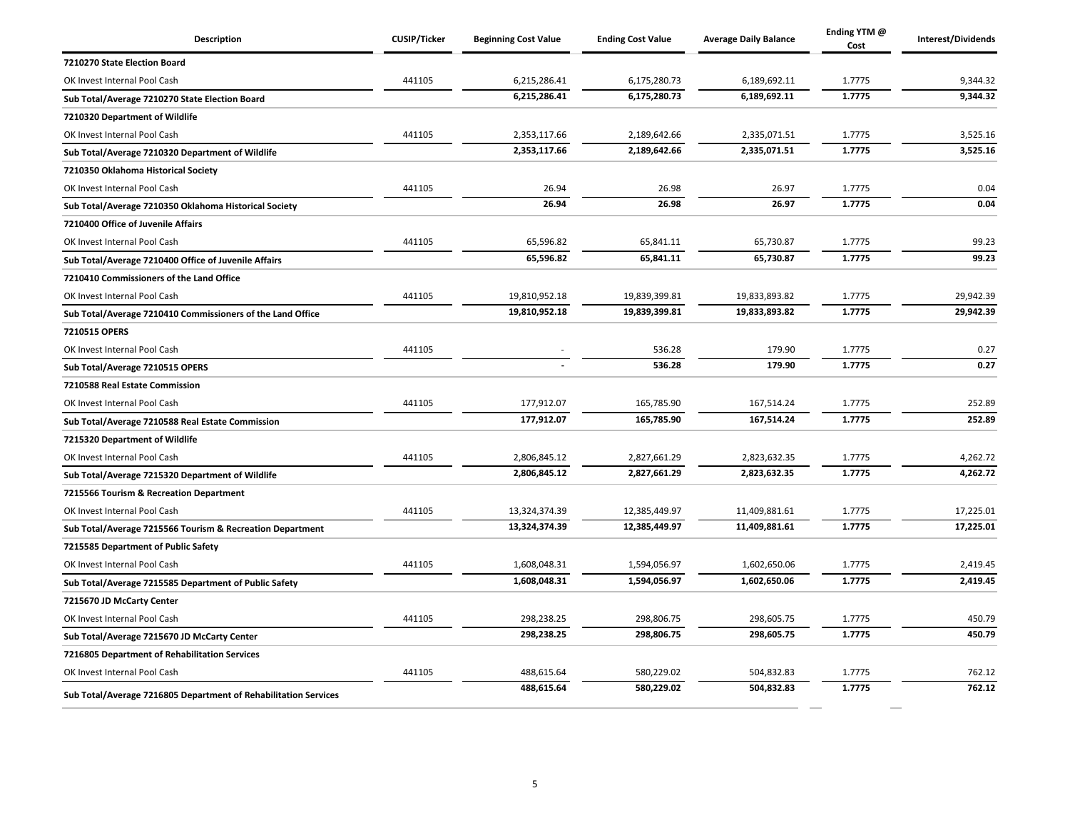| Description | CUSIP/Ticker | Beginning Cost Value | Ending Cost Value | Average Daily Balance | Ending YTM @ Cost | Interest/Dividends |
|---|---|---|---|---|---|---|
| **7210270 State Election Board** | | | | | | |
| OK Invest Internal Pool Cash | 441105 | 6,215,286.41 | 6,175,280.73 | 6,189,692.11 | 1.7775 | 9,344.32 |
| **Sub Total/Average 7210270 State Election Board** | | **6,215,286.41** | **6,175,280.73** | **6,189,692.11** | **1.7775** | **9,344.32** |
| **7210320 Department of Wildlife** | | | | | | |
| OK Invest Internal Pool Cash | 441105 | 2,353,117.66 | 2,189,642.66 | 2,335,071.51 | 1.7775 | 3,525.16 |
| **Sub Total/Average 7210320 Department of Wildlife** | | **2,353,117.66** | **2,189,642.66** | **2,335,071.51** | **1.7775** | **3,525.16** |
| **7210350 Oklahoma Historical Society** | | | | | | |
| OK Invest Internal Pool Cash | 441105 | 26.94 | 26.98 | 26.97 | 1.7775 | 0.04 |
| **Sub Total/Average 7210350 Oklahoma Historical Society** | | **26.94** | **26.98** | **26.97** | **1.7775** | **0.04** |
| **7210400 Office of Juvenile Affairs** | | | | | | |
| OK Invest Internal Pool Cash | 441105 | 65,596.82 | 65,841.11 | 65,730.87 | 1.7775 | 99.23 |
| **Sub Total/Average 7210400 Office of Juvenile Affairs** | | **65,596.82** | **65,841.11** | **65,730.87** | **1.7775** | **99.23** |
| **7210410 Commissioners of the Land Office** | | | | | | |
| OK Invest Internal Pool Cash | 441105 | 19,810,952.18 | 19,839,399.81 | 19,833,893.82 | 1.7775 | 29,942.39 |
| **Sub Total/Average 7210410 Commissioners of the Land Office** | | **19,810,952.18** | **19,839,399.81** | **19,833,893.82** | **1.7775** | **29,942.39** |
| **7210515 OPERS** | | | | | | |
| OK Invest Internal Pool Cash | 441105 | - | 536.28 | 179.90 | 1.7775 | 0.27 |
| **Sub Total/Average 7210515 OPERS** | | **-** | **536.28** | **179.90** | **1.7775** | **0.27** |
| **7210588 Real Estate Commission** | | | | | | |
| OK Invest Internal Pool Cash | 441105 | 177,912.07 | 165,785.90 | 167,514.24 | 1.7775 | 252.89 |
| **Sub Total/Average 7210588 Real Estate Commission** | | **177,912.07** | **165,785.90** | **167,514.24** | **1.7775** | **252.89** |
| **7215320 Department of Wildlife** | | | | | | |
| OK Invest Internal Pool Cash | 441105 | 2,806,845.12 | 2,827,661.29 | 2,823,632.35 | 1.7775 | 4,262.72 |
| **Sub Total/Average 7215320 Department of Wildlife** | | **2,806,845.12** | **2,827,661.29** | **2,823,632.35** | **1.7775** | **4,262.72** |
| **7215566 Tourism & Recreation Department** | | | | | | |
| OK Invest Internal Pool Cash | 441105 | 13,324,374.39 | 12,385,449.97 | 11,409,881.61 | 1.7775 | 17,225.01 |
| **Sub Total/Average 7215566 Tourism & Recreation Department** | | **13,324,374.39** | **12,385,449.97** | **11,409,881.61** | **1.7775** | **17,225.01** |
| **7215585 Department of Public Safety** | | | | | | |
| OK Invest Internal Pool Cash | 441105 | 1,608,048.31 | 1,594,056.97 | 1,602,650.06 | 1.7775 | 2,419.45 |
| **Sub Total/Average 7215585 Department of Public Safety** | | **1,608,048.31** | **1,594,056.97** | **1,602,650.06** | **1.7775** | **2,419.45** |
| **7215670 JD McCarty Center** | | | | | | |
| OK Invest Internal Pool Cash | 441105 | 298,238.25 | 298,806.75 | 298,605.75 | 1.7775 | 450.79 |
| **Sub Total/Average 7215670 JD McCarty Center** | | **298,238.25** | **298,806.75** | **298,605.75** | **1.7775** | **450.79** |
| **7216805 Department of Rehabilitation Services** | | | | | | |
| OK Invest Internal Pool Cash | 441105 | 488,615.64 | 580,229.02 | 504,832.83 | 1.7775 | 762.12 |
| **Sub Total/Average 7216805 Department of Rehabilitation Services** | | **488,615.64** | **580,229.02** | **504,832.83** | **1.7775** | **762.12** |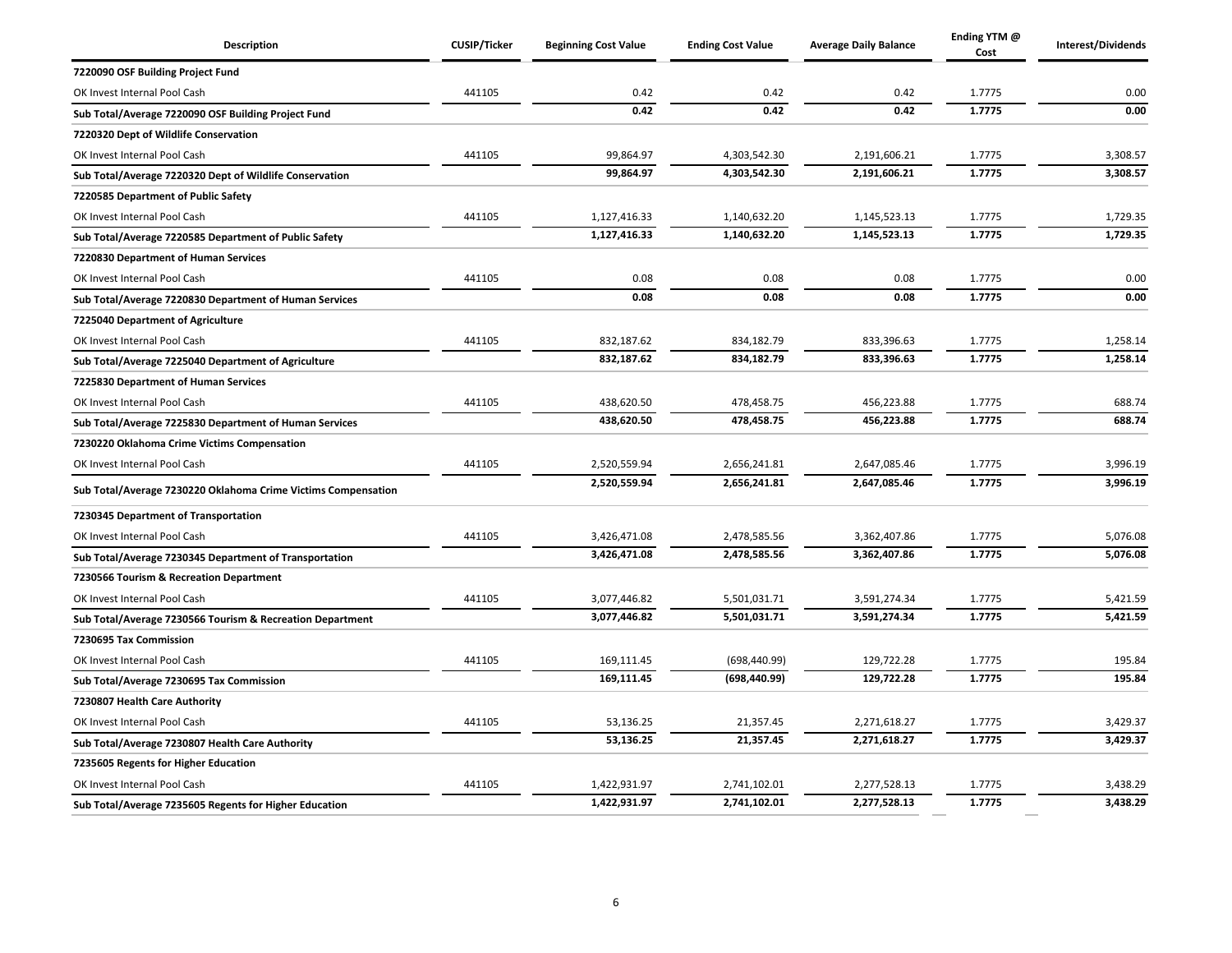| Description | CUSIP/Ticker | Beginning Cost Value | Ending Cost Value | Average Daily Balance | Ending YTM @ Cost | Interest/Dividends |
|---|---|---|---|---|---|---|
| **7220090 OSF Building Project Fund** | | | | | | |
| OK Invest Internal Pool Cash | 441105 | 0.42 | 0.42 | 0.42 | 1.7775 | 0.00 |
| **Sub Total/Average 7220090 OSF Building Project Fund** | | **0.42** | **0.42** | **0.42** | **1.7775** | **0.00** |
| **7220320 Dept of Wildlife Conservation** | | | | | | |
| OK Invest Internal Pool Cash | 441105 | 99,864.97 | 4,303,542.30 | 2,191,606.21 | 1.7775 | 3,308.57 |
| **Sub Total/Average 7220320 Dept of Wildlife Conservation** | | **99,864.97** | **4,303,542.30** | **2,191,606.21** | **1.7775** | **3,308.57** |
| **7220585 Department of Public Safety** | | | | | | |
| OK Invest Internal Pool Cash | 441105 | 1,127,416.33 | 1,140,632.20 | 1,145,523.13 | 1.7775 | 1,729.35 |
| **Sub Total/Average 7220585 Department of Public Safety** | | **1,127,416.33** | **1,140,632.20** | **1,145,523.13** | **1.7775** | **1,729.35** |
| **7220830 Department of Human Services** | | | | | | |
| OK Invest Internal Pool Cash | 441105 | 0.08 | 0.08 | 0.08 | 1.7775 | 0.00 |
| **Sub Total/Average 7220830 Department of Human Services** | | **0.08** | **0.08** | **0.08** | **1.7775** | **0.00** |
| **7225040 Department of Agriculture** | | | | | | |
| OK Invest Internal Pool Cash | 441105 | 832,187.62 | 834,182.79 | 833,396.63 | 1.7775 | 1,258.14 |
| **Sub Total/Average 7225040 Department of Agriculture** | | **832,187.62** | **834,182.79** | **833,396.63** | **1.7775** | **1,258.14** |
| **7225830 Department of Human Services** | | | | | | |
| OK Invest Internal Pool Cash | 441105 | 438,620.50 | 478,458.75 | 456,223.88 | 1.7775 | 688.74 |
| **Sub Total/Average 7225830 Department of Human Services** | | **438,620.50** | **478,458.75** | **456,223.88** | **1.7775** | **688.74** |
| **7230220 Oklahoma Crime Victims Compensation** | | | | | | |
| OK Invest Internal Pool Cash | 441105 | 2,520,559.94 | 2,656,241.81 | 2,647,085.46 | 1.7775 | 3,996.19 |
| **Sub Total/Average 7230220 Oklahoma Crime Victims Compensation** | | **2,520,559.94** | **2,656,241.81** | **2,647,085.46** | **1.7775** | **3,996.19** |
| **7230345 Department of Transportation** | | | | | | |
| OK Invest Internal Pool Cash | 441105 | 3,426,471.08 | 2,478,585.56 | 3,362,407.86 | 1.7775 | 5,076.08 |
| **Sub Total/Average 7230345 Department of Transportation** | | **3,426,471.08** | **2,478,585.56** | **3,362,407.86** | **1.7775** | **5,076.08** |
| **7230566 Tourism & Recreation Department** | | | | | | |
| OK Invest Internal Pool Cash | 441105 | 3,077,446.82 | 5,501,031.71 | 3,591,274.34 | 1.7775 | 5,421.59 |
| **Sub Total/Average 7230566 Tourism & Recreation Department** | | **3,077,446.82** | **5,501,031.71** | **3,591,274.34** | **1.7775** | **5,421.59** |
| **7230695 Tax Commission** | | | | | | |
| OK Invest Internal Pool Cash | 441105 | 169,111.45 | (698,440.99) | 129,722.28 | 1.7775 | 195.84 |
| **Sub Total/Average 7230695 Tax Commission** | | **169,111.45** | **(698,440.99)** | **129,722.28** | **1.7775** | **195.84** |
| **7230807 Health Care Authority** | | | | | | |
| OK Invest Internal Pool Cash | 441105 | 53,136.25 | 21,357.45 | 2,271,618.27 | 1.7775 | 3,429.37 |
| **Sub Total/Average 7230807 Health Care Authority** | | **53,136.25** | **21,357.45** | **2,271,618.27** | **1.7775** | **3,429.37** |
| **7235605 Regents for Higher Education** | | | | | | |
| OK Invest Internal Pool Cash | 441105 | 1,422,931.97 | 2,741,102.01 | 2,277,528.13 | 1.7775 | 3,438.29 |
| **Sub Total/Average 7235605 Regents for Higher Education** | | **1,422,931.97** | **2,741,102.01** | **2,277,528.13** | **1.7775** | **3,438.29** |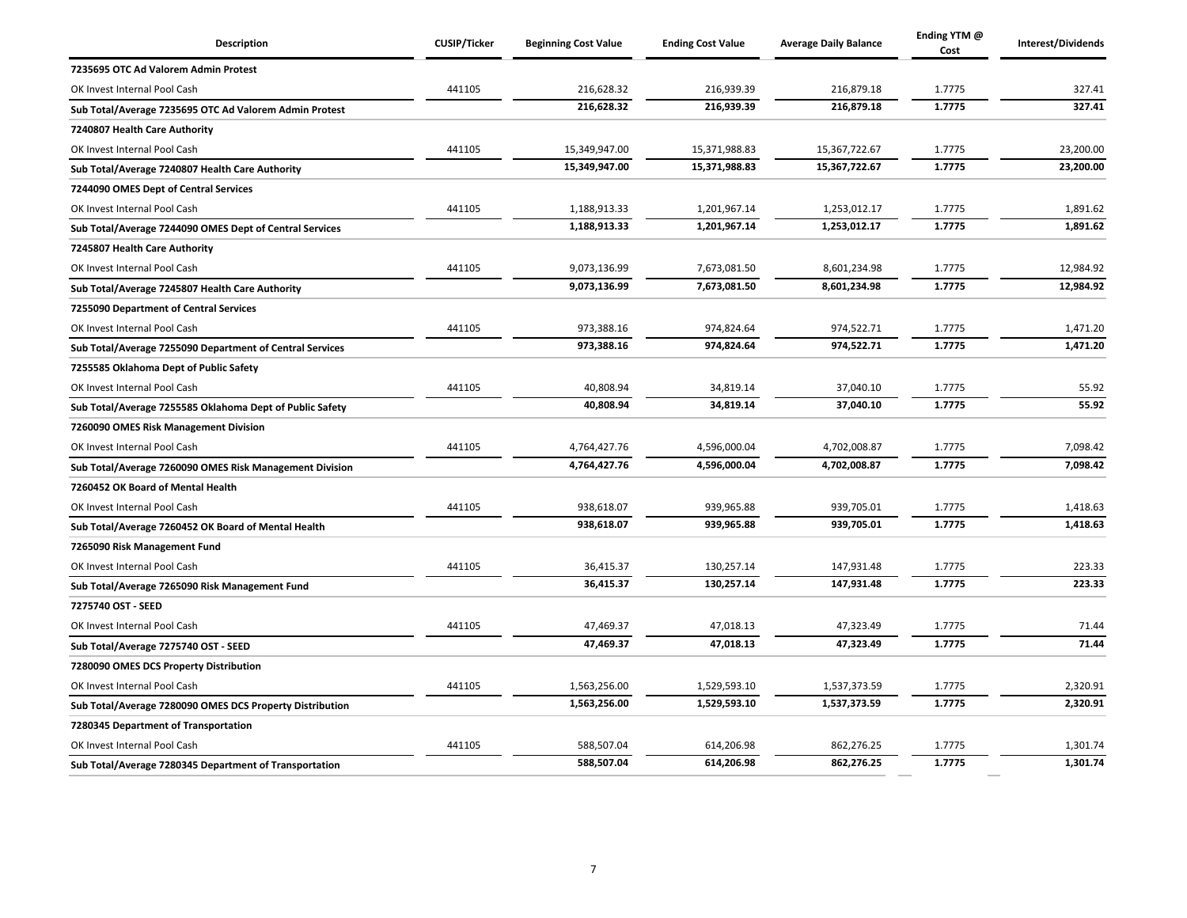| Description | CUSIP/Ticker | Beginning Cost Value | Ending Cost Value | Average Daily Balance | Ending YTM @ Cost | Interest/Dividends |
|---|---|---|---|---|---|---|
| **7235695 OTC Ad Valorem Admin Protest** | | | | | | |
| OK Invest Internal Pool Cash | 441105 | 216,628.32 | 216,939.39 | 216,879.18 | 1.7775 | 327.41 |
| **Sub Total/Average 7235695 OTC Ad Valorem Admin Protest** | | **216,628.32** | **216,939.39** | **216,879.18** | **1.7775** | **327.41** |
| **7240807 Health Care Authority** | | | | | | |
| OK Invest Internal Pool Cash | 441105 | 15,349,947.00 | 15,371,988.83 | 15,367,722.67 | 1.7775 | 23,200.00 |
| **Sub Total/Average 7240807 Health Care Authority** | | **15,349,947.00** | **15,371,988.83** | **15,367,722.67** | **1.7775** | **23,200.00** |
| **7244090 OMES Dept of Central Services** | | | | | | |
| OK Invest Internal Pool Cash | 441105 | 1,188,913.33 | 1,201,967.14 | 1,253,012.17 | 1.7775 | 1,891.62 |
| **Sub Total/Average 7244090 OMES Dept of Central Services** | | **1,188,913.33** | **1,201,967.14** | **1,253,012.17** | **1.7775** | **1,891.62** |
| **7245807 Health Care Authority** | | | | | | |
| OK Invest Internal Pool Cash | 441105 | 9,073,136.99 | 7,673,081.50 | 8,601,234.98 | 1.7775 | 12,984.92 |
| **Sub Total/Average 7245807 Health Care Authority** | | **9,073,136.99** | **7,673,081.50** | **8,601,234.98** | **1.7775** | **12,984.92** |
| **7255090 Department of Central Services** | | | | | | |
| OK Invest Internal Pool Cash | 441105 | 973,388.16 | 974,824.64 | 974,522.71 | 1.7775 | 1,471.20 |
| **Sub Total/Average 7255090 Department of Central Services** | | **973,388.16** | **974,824.64** | **974,522.71** | **1.7775** | **1,471.20** |
| **7255585 Oklahoma Dept of Public Safety** | | | | | | |
| OK Invest Internal Pool Cash | 441105 | 40,808.94 | 34,819.14 | 37,040.10 | 1.7775 | 55.92 |
| **Sub Total/Average 7255585 Oklahoma Dept of Public Safety** | | **40,808.94** | **34,819.14** | **37,040.10** | **1.7775** | **55.92** |
| **7260090 OMES Risk Management Division** | | | | | | |
| OK Invest Internal Pool Cash | 441105 | 4,764,427.76 | 4,596,000.04 | 4,702,008.87 | 1.7775 | 7,098.42 |
| **Sub Total/Average 7260090 OMES Risk Management Division** | | **4,764,427.76** | **4,596,000.04** | **4,702,008.87** | **1.7775** | **7,098.42** |
| **7260452 OK Board of Mental Health** | | | | | | |
| OK Invest Internal Pool Cash | 441105 | 938,618.07 | 939,965.88 | 939,705.01 | 1.7775 | 1,418.63 |
| **Sub Total/Average 7260452 OK Board of Mental Health** | | **938,618.07** | **939,965.88** | **939,705.01** | **1.7775** | **1,418.63** |
| **7265090 Risk Management Fund** | | | | | | |
| OK Invest Internal Pool Cash | 441105 | 36,415.37 | 130,257.14 | 147,931.48 | 1.7775 | 223.33 |
| **Sub Total/Average 7265090 Risk Management Fund** | | **36,415.37** | **130,257.14** | **147,931.48** | **1.7775** | **223.33** |
| **7275740 OST - SEED** | | | | | | |
| OK Invest Internal Pool Cash | 441105 | 47,469.37 | 47,018.13 | 47,323.49 | 1.7775 | 71.44 |
| **Sub Total/Average 7275740 OST - SEED** | | **47,469.37** | **47,018.13** | **47,323.49** | **1.7775** | **71.44** |
| **7280090 OMES DCS Property Distribution** | | | | | | |
| OK Invest Internal Pool Cash | 441105 | 1,563,256.00 | 1,529,593.10 | 1,537,373.59 | 1.7775 | 2,320.91 |
| **Sub Total/Average 7280090 OMES DCS Property Distribution** | | **1,563,256.00** | **1,529,593.10** | **1,537,373.59** | **1.7775** | **2,320.91** |
| **7280345 Department of Transportation** | | | | | | |
| OK Invest Internal Pool Cash | 441105 | 588,507.04 | 614,206.98 | 862,276.25 | 1.7775 | 1,301.74 |
| **Sub Total/Average 7280345 Department of Transportation** | | **588,507.04** | **614,206.98** | **862,276.25** | **1.7775** | **1,301.74** |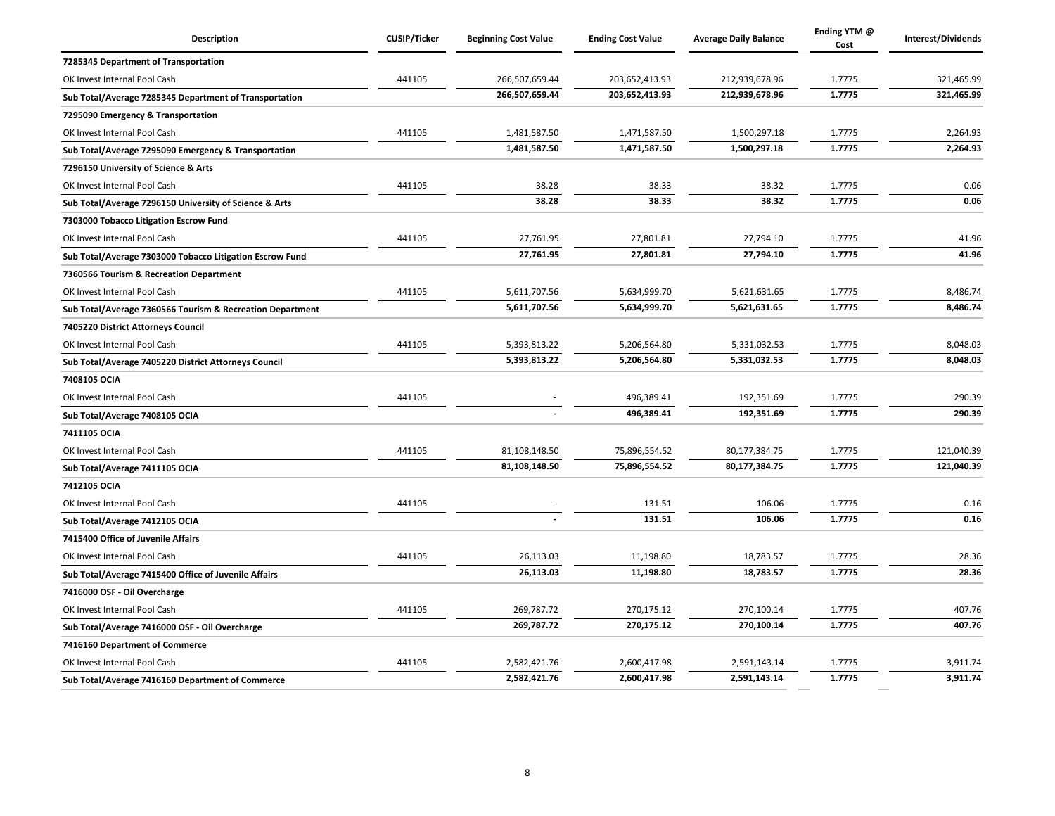| Description | CUSIP/Ticker | Beginning Cost Value | Ending Cost Value | Average Daily Balance | Ending YTM @ Cost | Interest/Dividends |
|---|---|---|---|---|---|---|
| **7285345 Department of Transportation** | | | | | | |
| OK Invest Internal Pool Cash | 441105 | 266,507,659.44 | 203,652,413.93 | 212,939,678.96 | 1.7775 | 321,465.99 |
| **Sub Total/Average 7285345 Department of Transportation** | | **266,507,659.44** | **203,652,413.93** | **212,939,678.96** | **1.7775** | **321,465.99** |
| **7295090 Emergency & Transportation** | | | | | | |
| OK Invest Internal Pool Cash | 441105 | 1,481,587.50 | 1,471,587.50 | 1,500,297.18 | 1.7775 | 2,264.93 |
| **Sub Total/Average 7295090 Emergency & Transportation** | | **1,481,587.50** | **1,471,587.50** | **1,500,297.18** | **1.7775** | **2,264.93** |
| **7296150 University of Science & Arts** | | | | | | |
| OK Invest Internal Pool Cash | 441105 | 38.28 | 38.33 | 38.32 | 1.7775 | 0.06 |
| **Sub Total/Average 7296150 University of Science & Arts** | | **38.28** | **38.33** | **38.32** | **1.7775** | **0.06** |
| **7303000 Tobacco Litigation Escrow Fund** | | | | | | |
| OK Invest Internal Pool Cash | 441105 | 27,761.95 | 27,801.81 | 27,794.10 | 1.7775 | 41.96 |
| **Sub Total/Average 7303000 Tobacco Litigation Escrow Fund** | | **27,761.95** | **27,801.81** | **27,794.10** | **1.7775** | **41.96** |
| **7360566 Tourism & Recreation Department** | | | | | | |
| OK Invest Internal Pool Cash | 441105 | 5,611,707.56 | 5,634,999.70 | 5,621,631.65 | 1.7775 | 8,486.74 |
| **Sub Total/Average 7360566 Tourism & Recreation Department** | | **5,611,707.56** | **5,634,999.70** | **5,621,631.65** | **1.7775** | **8,486.74** |
| **7405220 District Attorneys Council** | | | | | | |
| OK Invest Internal Pool Cash | 441105 | 5,393,813.22 | 5,206,564.80 | 5,331,032.53 | 1.7775 | 8,048.03 |
| **Sub Total/Average 7405220 District Attorneys Council** | | **5,393,813.22** | **5,206,564.80** | **5,331,032.53** | **1.7775** | **8,048.03** |
| **7408105 OCIA** | | | | | | |
| OK Invest Internal Pool Cash | 441105 | - | 496,389.41 | 192,351.69 | 1.7775 | 290.39 |
| **Sub Total/Average 7408105 OCIA** | | **-** | **496,389.41** | **192,351.69** | **1.7775** | **290.39** |
| **7411105 OCIA** | | | | | | |
| OK Invest Internal Pool Cash | 441105 | 81,108,148.50 | 75,896,554.52 | 80,177,384.75 | 1.7775 | 121,040.39 |
| **Sub Total/Average 7411105 OCIA** | | **81,108,148.50** | **75,896,554.52** | **80,177,384.75** | **1.7775** | **121,040.39** |
| **7412105 OCIA** | | | | | | |
| OK Invest Internal Pool Cash | 441105 | - | 131.51 | 106.06 | 1.7775 | 0.16 |
| **Sub Total/Average 7412105 OCIA** | | **-** | **131.51** | **106.06** | **1.7775** | **0.16** |
| **7415400 Office of Juvenile Affairs** | | | | | | |
| OK Invest Internal Pool Cash | 441105 | 26,113.03 | 11,198.80 | 18,783.57 | 1.7775 | 28.36 |
| **Sub Total/Average 7415400 Office of Juvenile Affairs** | | **26,113.03** | **11,198.80** | **18,783.57** | **1.7775** | **28.36** |
| **7416000 OSF - Oil Overcharge** | | | | | | |
| OK Invest Internal Pool Cash | 441105 | 269,787.72 | 270,175.12 | 270,100.14 | 1.7775 | 407.76 |
| **Sub Total/Average 7416000 OSF - Oil Overcharge** | | **269,787.72** | **270,175.12** | **270,100.14** | **1.7775** | **407.76** |
| **7416160 Department of Commerce** | | | | | | |
| OK Invest Internal Pool Cash | 441105 | 2,582,421.76 | 2,600,417.98 | 2,591,143.14 | 1.7775 | 3,911.74 |
| **Sub Total/Average 7416160 Department of Commerce** | | **2,582,421.76** | **2,600,417.98** | **2,591,143.14** | **1.7775** | **3,911.74** |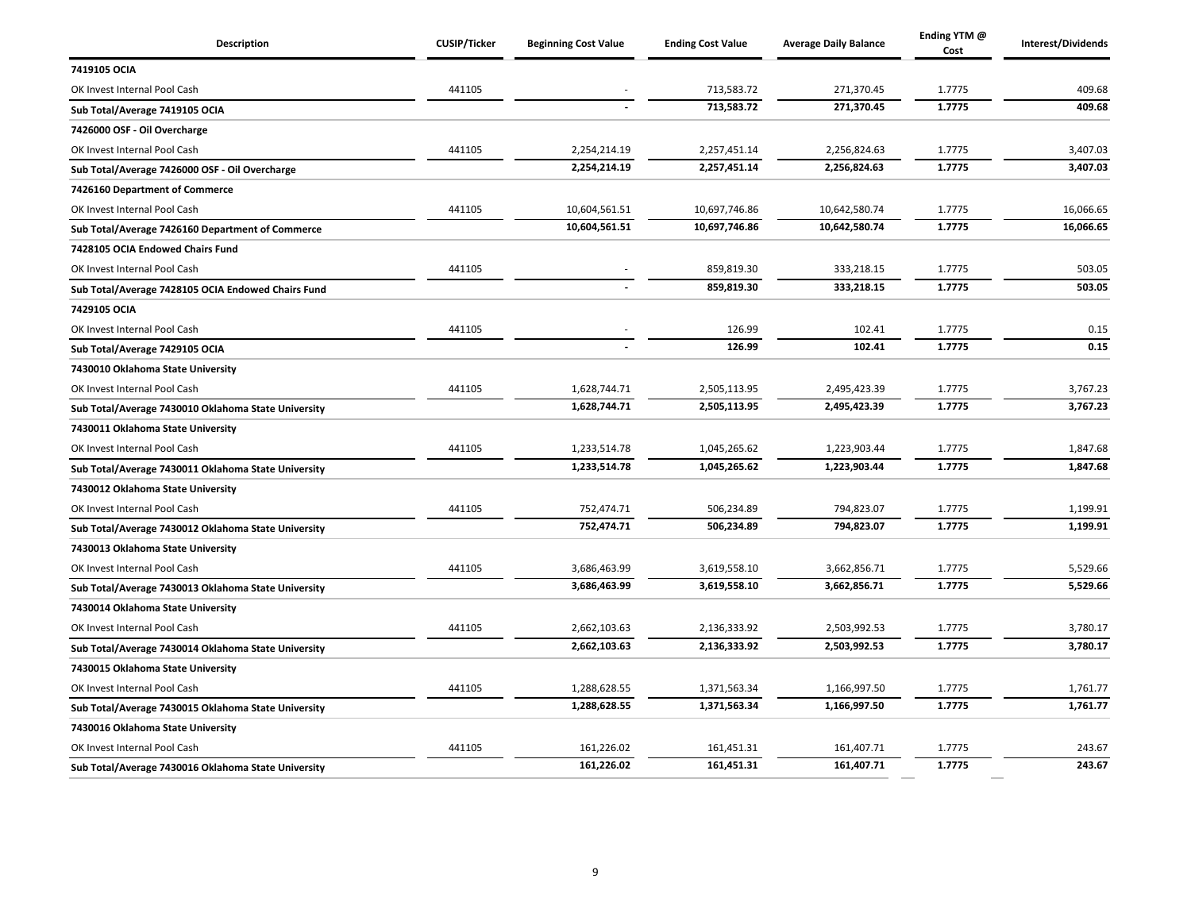| Description | CUSIP/Ticker | Beginning Cost Value | Ending Cost Value | Average Daily Balance | Ending YTM @ Cost | Interest/Dividends |
|---|---|---|---|---|---|---|
| **7419105 OCIA** | | | | | | |
| OK Invest Internal Pool Cash | 441105 | - | 713,583.72 | 271,370.45 | 1.7775 | 409.68 |
| **Sub Total/Average 7419105 OCIA** | | **-** | **713,583.72** | **271,370.45** | **1.7775** | **409.68** |
| **7426000 OSF - Oil Overcharge** | | | | | | |
| OK Invest Internal Pool Cash | 441105 | 2,254,214.19 | 2,257,451.14 | 2,256,824.63 | 1.7775 | 3,407.03 |
| **Sub Total/Average 7426000 OSF - Oil Overcharge** | | **2,254,214.19** | **2,257,451.14** | **2,256,824.63** | **1.7775** | **3,407.03** |
| **7426160 Department of Commerce** | | | | | | |
| OK Invest Internal Pool Cash | 441105 | 10,604,561.51 | 10,697,746.86 | 10,642,580.74 | 1.7775 | 16,066.65 |
| **Sub Total/Average 7426160 Department of Commerce** | | **10,604,561.51** | **10,697,746.86** | **10,642,580.74** | **1.7775** | **16,066.65** |
| **7428105 OCIA Endowed Chairs Fund** | | | | | | |
| OK Invest Internal Pool Cash | 441105 | - | 859,819.30 | 333,218.15 | 1.7775 | 503.05 |
| **Sub Total/Average 7428105 OCIA Endowed Chairs Fund** | | **-** | **859,819.30** | **333,218.15** | **1.7775** | **503.05** |
| **7429105 OCIA** | | | | | | |
| OK Invest Internal Pool Cash | 441105 | - | 126.99 | 102.41 | 1.7775 | 0.15 |
| **Sub Total/Average 7429105 OCIA** | | **-** | **126.99** | **102.41** | **1.7775** | **0.15** |
| **7430010 Oklahoma State University** | | | | | | |
| OK Invest Internal Pool Cash | 441105 | 1,628,744.71 | 2,505,113.95 | 2,495,423.39 | 1.7775 | 3,767.23 |
| **Sub Total/Average 7430010 Oklahoma State University** | | **1,628,744.71** | **2,505,113.95** | **2,495,423.39** | **1.7775** | **3,767.23** |
| **7430011 Oklahoma State University** | | | | | | |
| OK Invest Internal Pool Cash | 441105 | 1,233,514.78 | 1,045,265.62 | 1,223,903.44 | 1.7775 | 1,847.68 |
| **Sub Total/Average 7430011 Oklahoma State University** | | **1,233,514.78** | **1,045,265.62** | **1,223,903.44** | **1.7775** | **1,847.68** |
| **7430012 Oklahoma State University** | | | | | | |
| OK Invest Internal Pool Cash | 441105 | 752,474.71 | 506,234.89 | 794,823.07 | 1.7775 | 1,199.91 |
| **Sub Total/Average 7430012 Oklahoma State University** | | **752,474.71** | **506,234.89** | **794,823.07** | **1.7775** | **1,199.91** |
| **7430013 Oklahoma State University** | | | | | | |
| OK Invest Internal Pool Cash | 441105 | 3,686,463.99 | 3,619,558.10 | 3,662,856.71 | 1.7775 | 5,529.66 |
| **Sub Total/Average 7430013 Oklahoma State University** | | **3,686,463.99** | **3,619,558.10** | **3,662,856.71** | **1.7775** | **5,529.66** |
| **7430014 Oklahoma State University** | | | | | | |
| OK Invest Internal Pool Cash | 441105 | 2,662,103.63 | 2,136,333.92 | 2,503,992.53 | 1.7775 | 3,780.17 |
| **Sub Total/Average 7430014 Oklahoma State University** | | **2,662,103.63** | **2,136,333.92** | **2,503,992.53** | **1.7775** | **3,780.17** |
| **7430015 Oklahoma State University** | | | | | | |
| OK Invest Internal Pool Cash | 441105 | 1,288,628.55 | 1,371,563.34 | 1,166,997.50 | 1.7775 | 1,761.77 |
| **Sub Total/Average 7430015 Oklahoma State University** | | **1,288,628.55** | **1,371,563.34** | **1,166,997.50** | **1.7775** | **1,761.77** |
| **7430016 Oklahoma State University** | | | | | | |
| OK Invest Internal Pool Cash | 441105 | 161,226.02 | 161,451.31 | 161,407.71 | 1.7775 | 243.67 |
| **Sub Total/Average 7430016 Oklahoma State University** | | **161,226.02** | **161,451.31** | **161,407.71** | **1.7775** | **243.67** |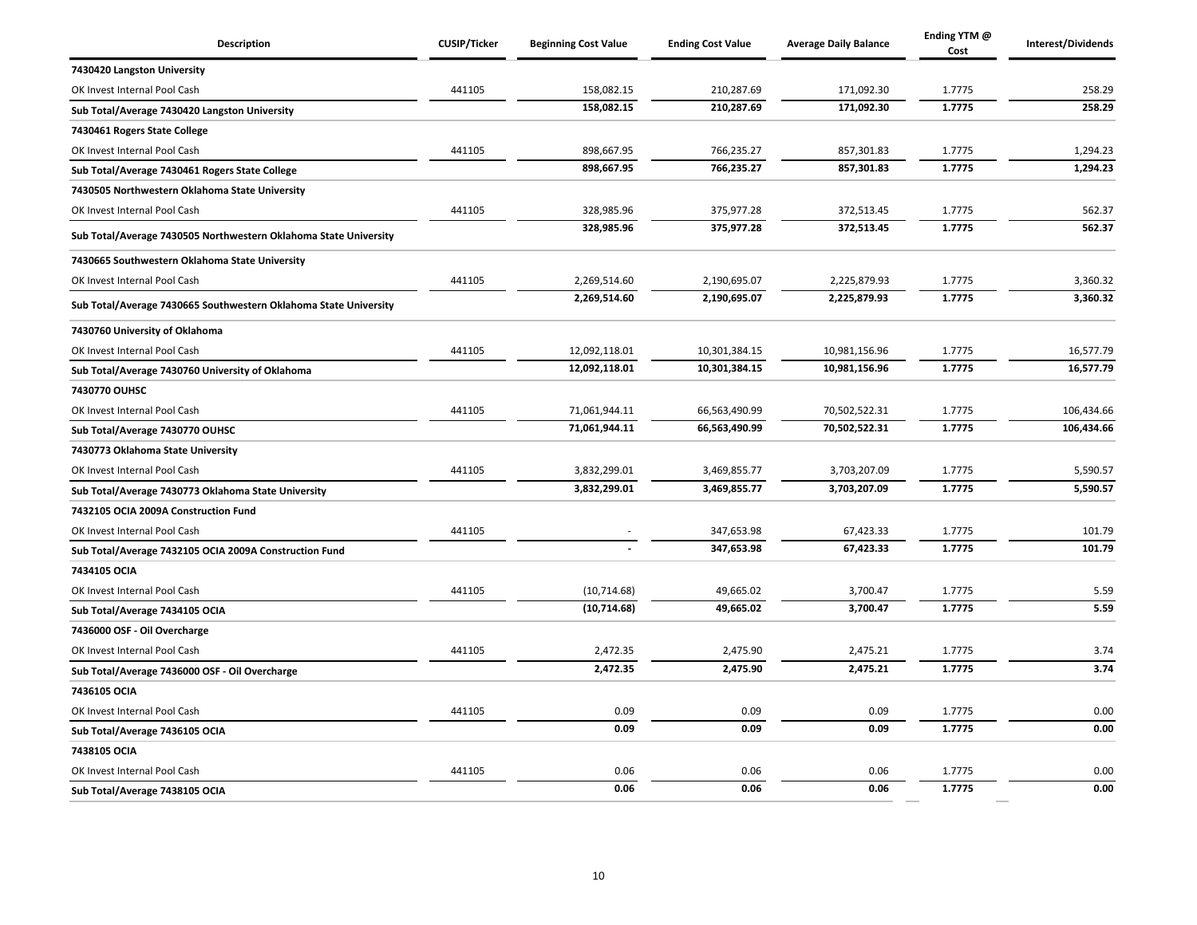| Description | CUSIP/Ticker | Beginning Cost Value | Ending Cost Value | Average Daily Balance | Ending YTM @ Cost | Interest/Dividends |
|---|---|---|---|---|---|---|
| **7430420 Langston University** | | | | | | |
| OK Invest Internal Pool Cash | 441105 | 158,082.15 | 210,287.69 | 171,092.30 | 1.7775 | 258.29 |
| **Sub Total/Average 7430420 Langston University** | | **158,082.15** | **210,287.69** | **171,092.30** | **1.7775** | **258.29** |
| **7430461 Rogers State College** | | | | | | |
| OK Invest Internal Pool Cash | 441105 | 898,667.95 | 766,235.27 | 857,301.83 | 1.7775 | 1,294.23 |
| **Sub Total/Average 7430461 Rogers State College** | | **898,667.95** | **766,235.27** | **857,301.83** | **1.7775** | **1,294.23** |
| **7430505 Northwestern Oklahoma State University** | | | | | | |
| OK Invest Internal Pool Cash | 441105 | 328,985.96 | 375,977.28 | 372,513.45 | 1.7775 | 562.37 |
| **Sub Total/Average 7430505 Northwestern Oklahoma State University** | | **328,985.96** | **375,977.28** | **372,513.45** | **1.7775** | **562.37** |
| **7430665 Southwestern Oklahoma State University** | | | | | | |
| OK Invest Internal Pool Cash | 441105 | 2,269,514.60 | 2,190,695.07 | 2,225,879.93 | 1.7775 | 3,360.32 |
| **Sub Total/Average 7430665 Southwestern Oklahoma State University** | | **2,269,514.60** | **2,190,695.07** | **2,225,879.93** | **1.7775** | **3,360.32** |
| **7430760 University of Oklahoma** | | | | | | |
| OK Invest Internal Pool Cash | 441105 | 12,092,118.01 | 10,301,384.15 | 10,981,156.96 | 1.7775 | 16,577.79 |
| **Sub Total/Average 7430760 University of Oklahoma** | | **12,092,118.01** | **10,301,384.15** | **10,981,156.96** | **1.7775** | **16,577.79** |
| **7430770 OUHSC** | | | | | | |
| OK Invest Internal Pool Cash | 441105 | 71,061,944.11 | 66,563,490.99 | 70,502,522.31 | 1.7775 | 106,434.66 |
| **Sub Total/Average 7430770 OUHSC** | | **71,061,944.11** | **66,563,490.99** | **70,502,522.31** | **1.7775** | **106,434.66** |
| **7430773 Oklahoma State University** | | | | | | |
| OK Invest Internal Pool Cash | 441105 | 3,832,299.01 | 3,469,855.77 | 3,703,207.09 | 1.7775 | 5,590.57 |
| **Sub Total/Average 7430773 Oklahoma State University** | | **3,832,299.01** | **3,469,855.77** | **3,703,207.09** | **1.7775** | **5,590.57** |
| **7432105 OCIA 2009A Construction Fund** | | | | | | |
| OK Invest Internal Pool Cash | 441105 | - | 347,653.98 | 67,423.33 | 1.7775 | 101.79 |
| **Sub Total/Average 7432105 OCIA 2009A Construction Fund** | | **-** | **347,653.98** | **67,423.33** | **1.7775** | **101.79** |
| **7434105 OCIA** | | | | | | |
| OK Invest Internal Pool Cash | 441105 | (10,714.68) | 49,665.02 | 3,700.47 | 1.7775 | 5.59 |
| **Sub Total/Average 7434105 OCIA** | | **(10,714.68)** | **49,665.02** | **3,700.47** | **1.7775** | **5.59** |
| **7436000 OSF - Oil Overcharge** | | | | | | |
| OK Invest Internal Pool Cash | 441105 | 2,472.35 | 2,475.90 | 2,475.21 | 1.7775 | 3.74 |
| **Sub Total/Average 7436000 OSF - Oil Overcharge** | | **2,472.35** | **2,475.90** | **2,475.21** | **1.7775** | **3.74** |
| **7436105 OCIA** | | | | | | |
| OK Invest Internal Pool Cash | 441105 | 0.09 | 0.09 | 0.09 | 1.7775 | 0.00 |
| **Sub Total/Average 7436105 OCIA** | | **0.09** | **0.09** | **0.09** | **1.7775** | **0.00** |
| **7438105 OCIA** | | | | | | |
| OK Invest Internal Pool Cash | 441105 | 0.06 | 0.06 | 0.06 | 1.7775 | 0.00 |
| **Sub Total/Average 7438105 OCIA** | | **0.06** | **0.06** | **0.06** | **1.7775** | **0.00** |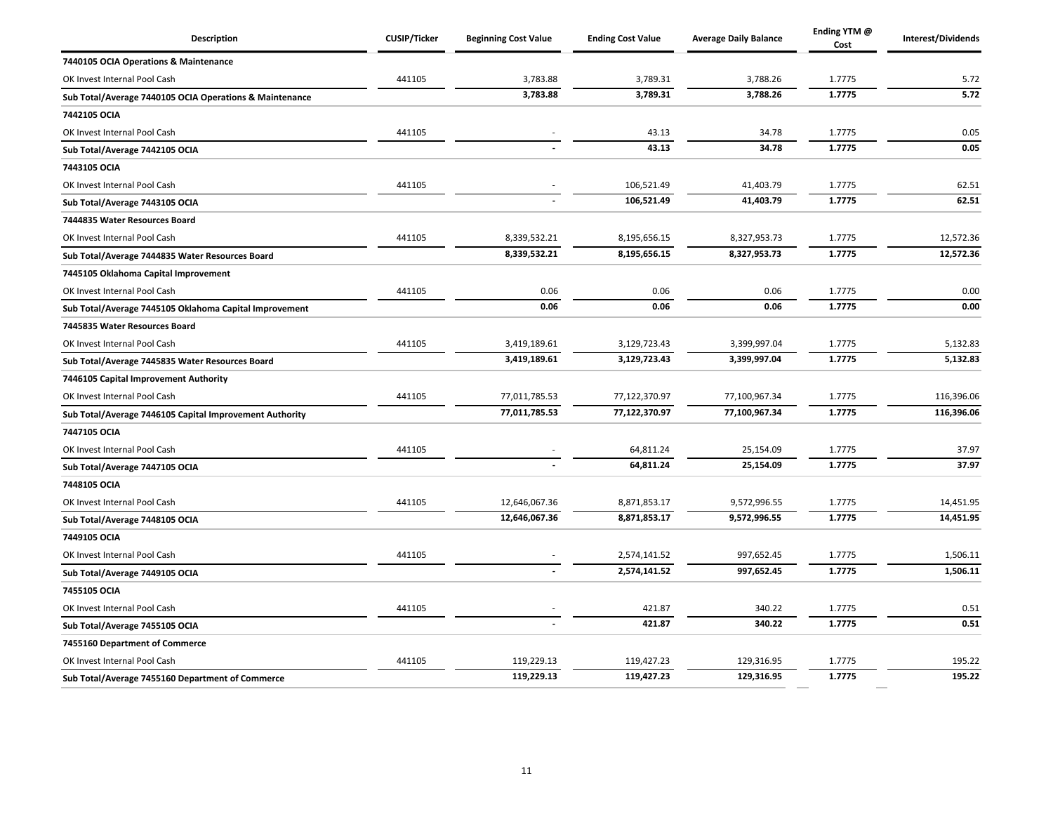| Description | CUSIP/Ticker | Beginning Cost Value | Ending Cost Value | Average Daily Balance | Ending YTM @ Cost | Interest/Dividends |
|---|---|---|---|---|---|---|
| **7440105 OCIA Operations & Maintenance** | | | | | | |
| OK Invest Internal Pool Cash | 441105 | 3,783.88 | 3,789.31 | 3,788.26 | 1.7775 | 5.72 |
| **Sub Total/Average 7440105 OCIA Operations & Maintenance** | | **3,783.88** | **3,789.31** | **3,788.26** | **1.7775** | **5.72** |
| **7442105 OCIA** | | | | | | |
| OK Invest Internal Pool Cash | 441105 | - | 43.13 | 34.78 | 1.7775 | 0.05 |
| **Sub Total/Average 7442105 OCIA** | | **-** | **43.13** | **34.78** | **1.7775** | **0.05** |
| **7443105 OCIA** | | | | | | |
| OK Invest Internal Pool Cash | 441105 | - | 106,521.49 | 41,403.79 | 1.7775 | 62.51 |
| **Sub Total/Average 7443105 OCIA** | | **-** | **106,521.49** | **41,403.79** | **1.7775** | **62.51** |
| **7444835 Water Resources Board** | | | | | | |
| OK Invest Internal Pool Cash | 441105 | 8,339,532.21 | 8,195,656.15 | 8,327,953.73 | 1.7775 | 12,572.36 |
| **Sub Total/Average 7444835 Water Resources Board** | | **8,339,532.21** | **8,195,656.15** | **8,327,953.73** | **1.7775** | **12,572.36** |
| **7445105 Oklahoma Capital Improvement** | | | | | | |
| OK Invest Internal Pool Cash | 441105 | 0.06 | 0.06 | 0.06 | 1.7775 | 0.00 |
| **Sub Total/Average 7445105 Oklahoma Capital Improvement** | | **0.06** | **0.06** | **0.06** | **1.7775** | **0.00** |
| **7445835 Water Resources Board** | | | | | | |
| OK Invest Internal Pool Cash | 441105 | 3,419,189.61 | 3,129,723.43 | 3,399,997.04 | 1.7775 | 5,132.83 |
| **Sub Total/Average 7445835 Water Resources Board** | | **3,419,189.61** | **3,129,723.43** | **3,399,997.04** | **1.7775** | **5,132.83** |
| **7446105 Capital Improvement Authority** | | | | | | |
| OK Invest Internal Pool Cash | 441105 | 77,011,785.53 | 77,122,370.97 | 77,100,967.34 | 1.7775 | 116,396.06 |
| **Sub Total/Average 7446105 Capital Improvement Authority** | | **77,011,785.53** | **77,122,370.97** | **77,100,967.34** | **1.7775** | **116,396.06** |
| **7447105 OCIA** | | | | | | |
| OK Invest Internal Pool Cash | 441105 | - | 64,811.24 | 25,154.09 | 1.7775 | 37.97 |
| **Sub Total/Average 7447105 OCIA** | | **-** | **64,811.24** | **25,154.09** | **1.7775** | **37.97** |
| **7448105 OCIA** | | | | | | |
| OK Invest Internal Pool Cash | 441105 | 12,646,067.36 | 8,871,853.17 | 9,572,996.55 | 1.7775 | 14,451.95 |
| **Sub Total/Average 7448105 OCIA** | | **12,646,067.36** | **8,871,853.17** | **9,572,996.55** | **1.7775** | **14,451.95** |
| **7449105 OCIA** | | | | | | |
| OK Invest Internal Pool Cash | 441105 | - | 2,574,141.52 | 997,652.45 | 1.7775 | 1,506.11 |
| **Sub Total/Average 7449105 OCIA** | | **-** | **2,574,141.52** | **997,652.45** | **1.7775** | **1,506.11** |
| **7455105 OCIA** | | | | | | |
| OK Invest Internal Pool Cash | 441105 | - | 421.87 | 340.22 | 1.7775 | 0.51 |
| **Sub Total/Average 7455105 OCIA** | | **-** | **421.87** | **340.22** | **1.7775** | **0.51** |
| **7455160 Department of Commerce** | | | | | | |
| OK Invest Internal Pool Cash | 441105 | 119,229.13 | 119,427.23 | 129,316.95 | 1.7775 | 195.22 |
| **Sub Total/Average 7455160 Department of Commerce** | | **119,229.13** | **119,427.23** | **129,316.95** | **1.7775** | **195.22** |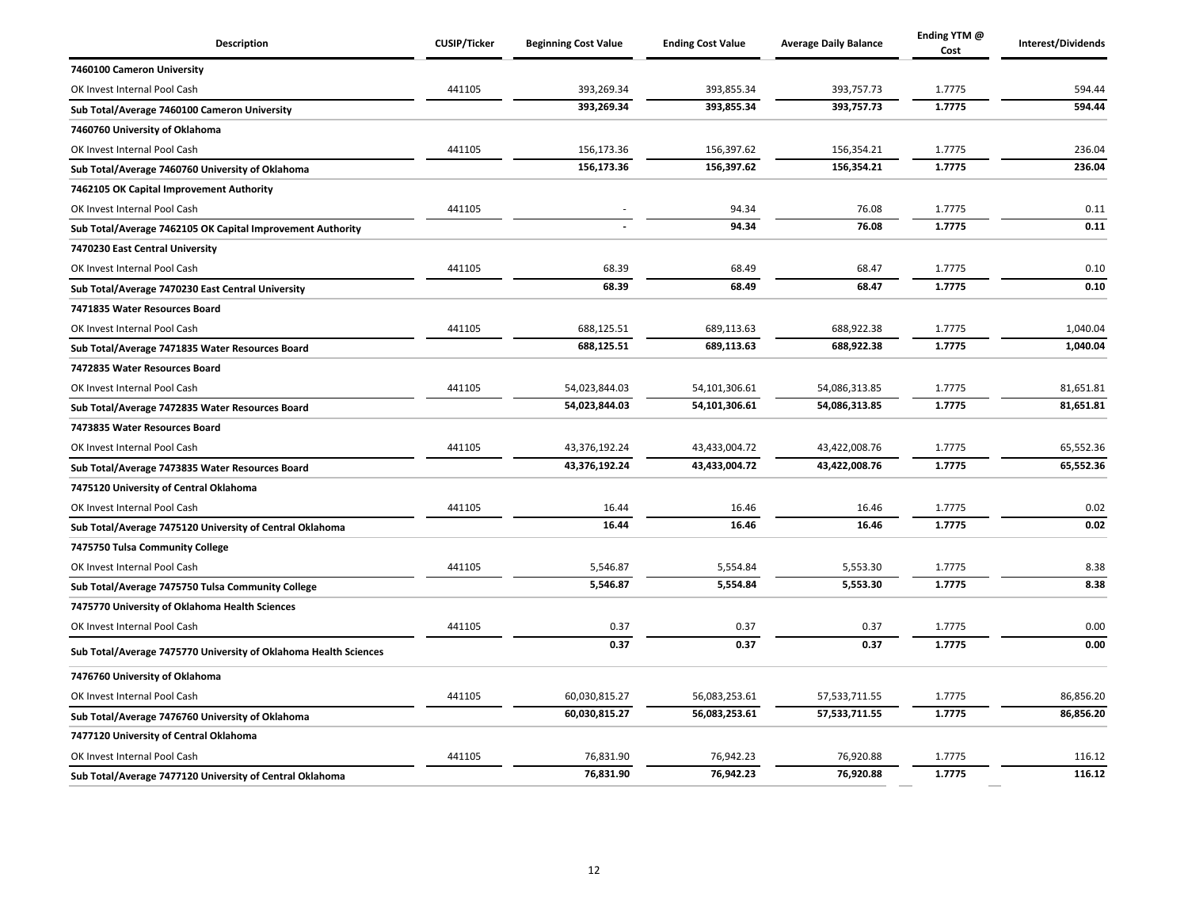| Description | CUSIP/Ticker | Beginning Cost Value | Ending Cost Value | Average Daily Balance | Ending YTM @ Cost | Interest/Dividends |
|---|---|---|---|---|---|---|
| **7460100 Cameron University** | | | | | | |
| OK Invest Internal Pool Cash | 441105 | 393,269.34 | 393,855.34 | 393,757.73 | 1.7775 | 594.44 |
| **Sub Total/Average 7460100 Cameron University** | | **393,269.34** | **393,855.34** | **393,757.73** | **1.7775** | **594.44** |
| **7460760 University of Oklahoma** | | | | | | |
| OK Invest Internal Pool Cash | 441105 | 156,173.36 | 156,397.62 | 156,354.21 | 1.7775 | 236.04 |
| **Sub Total/Average 7460760 University of Oklahoma** | | **156,173.36** | **156,397.62** | **156,354.21** | **1.7775** | **236.04** |
| **7462105 OK Capital Improvement Authority** | | | | | | |
| OK Invest Internal Pool Cash | 441105 | - | 94.34 | 76.08 | 1.7775 | 0.11 |
| **Sub Total/Average 7462105 OK Capital Improvement Authority** | | **-** | **94.34** | **76.08** | **1.7775** | **0.11** |
| **7470230 East Central University** | | | | | | |
| OK Invest Internal Pool Cash | 441105 | 68.39 | 68.49 | 68.47 | 1.7775 | 0.10 |
| **Sub Total/Average 7470230 East Central University** | | **68.39** | **68.49** | **68.47** | **1.7775** | **0.10** |
| **7471835 Water Resources Board** | | | | | | |
| OK Invest Internal Pool Cash | 441105 | 688,125.51 | 689,113.63 | 688,922.38 | 1.7775 | 1,040.04 |
| **Sub Total/Average 7471835 Water Resources Board** | | **688,125.51** | **689,113.63** | **688,922.38** | **1.7775** | **1,040.04** |
| **7472835 Water Resources Board** | | | | | | |
| OK Invest Internal Pool Cash | 441105 | 54,023,844.03 | 54,101,306.61 | 54,086,313.85 | 1.7775 | 81,651.81 |
| **Sub Total/Average 7472835 Water Resources Board** | | **54,023,844.03** | **54,101,306.61** | **54,086,313.85** | **1.7775** | **81,651.81** |
| **7473835 Water Resources Board** | | | | | | |
| OK Invest Internal Pool Cash | 441105 | 43,376,192.24 | 43,433,004.72 | 43,422,008.76 | 1.7775 | 65,552.36 |
| **Sub Total/Average 7473835 Water Resources Board** | | **43,376,192.24** | **43,433,004.72** | **43,422,008.76** | **1.7775** | **65,552.36** |
| **7475120 University of Central Oklahoma** | | | | | | |
| OK Invest Internal Pool Cash | 441105 | 16.44 | 16.46 | 16.46 | 1.7775 | 0.02 |
| **Sub Total/Average 7475120 University of Central Oklahoma** | | **16.44** | **16.46** | **16.46** | **1.7775** | **0.02** |
| **7475750 Tulsa Community College** | | | | | | |
| OK Invest Internal Pool Cash | 441105 | 5,546.87 | 5,554.84 | 5,553.30 | 1.7775 | 8.38 |
| **Sub Total/Average 7475750 Tulsa Community College** | | **5,546.87** | **5,554.84** | **5,553.30** | **1.7775** | **8.38** |
| **7475770 University of Oklahoma Health Sciences** | | | | | | |
| OK Invest Internal Pool Cash | 441105 | 0.37 | 0.37 | 0.37 | 1.7775 | 0.00 |
| **Sub Total/Average 7475770 University of Oklahoma Health Sciences** | | **0.37** | **0.37** | **0.37** | **1.7775** | **0.00** |
| **7476760 University of Oklahoma** | | | | | | |
| OK Invest Internal Pool Cash | 441105 | 60,030,815.27 | 56,083,253.61 | 57,533,711.55 | 1.7775 | 86,856.20 |
| **Sub Total/Average 7476760 University of Oklahoma** | | **60,030,815.27** | **56,083,253.61** | **57,533,711.55** | **1.7775** | **86,856.20** |
| **7477120 University of Central Oklahoma** | | | | | | |
| OK Invest Internal Pool Cash | 441105 | 76,831.90 | 76,942.23 | 76,920.88 | 1.7775 | 116.12 |
| **Sub Total/Average 7477120 University of Central Oklahoma** | | **76,831.90** | **76,942.23** | **76,920.88** | **1.7775** | **116.12** |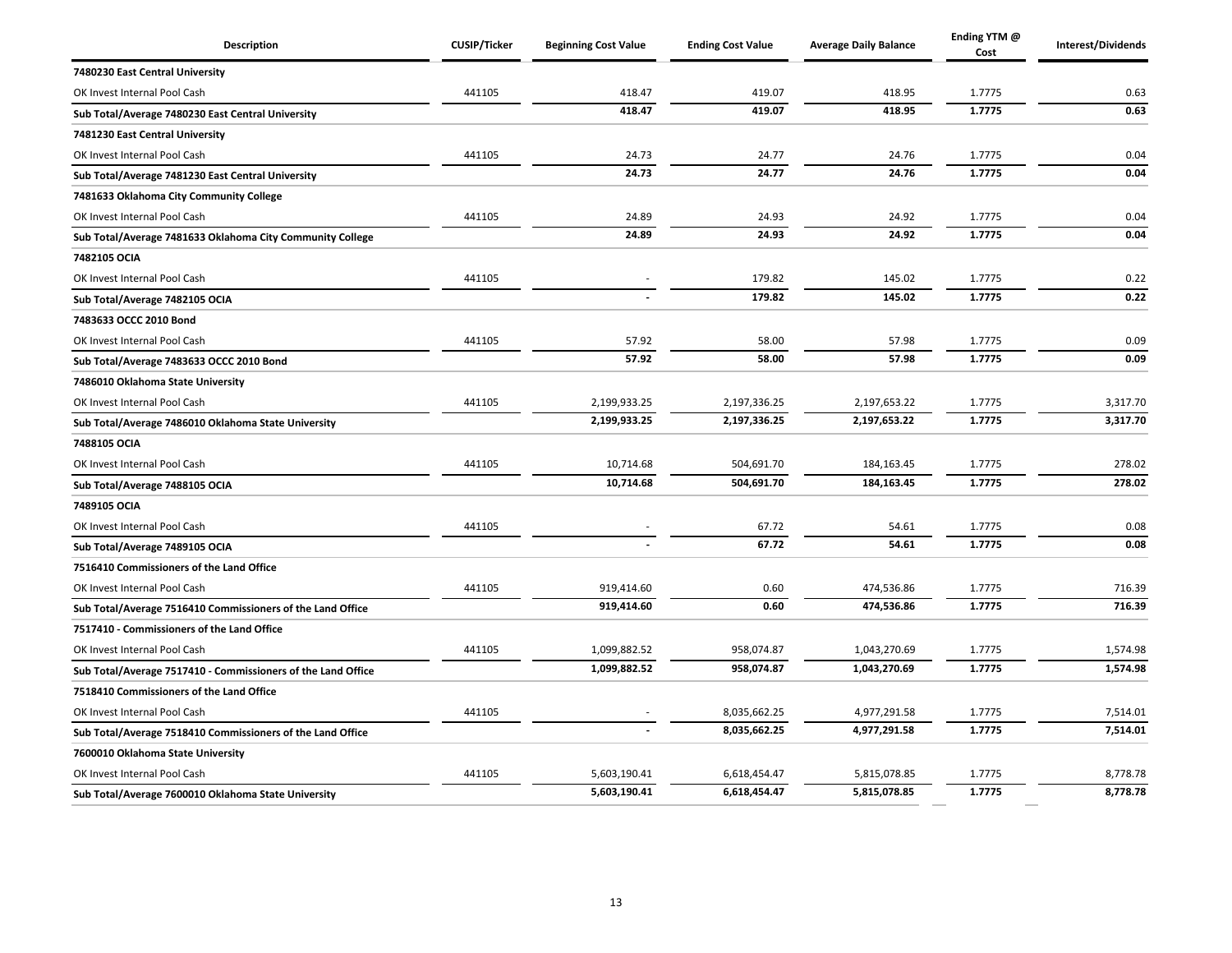| Description | CUSIP/Ticker | Beginning Cost Value | Ending Cost Value | Average Daily Balance | Ending YTM @ Cost | Interest/Dividends |
|---|---|---|---|---|---|---|
| **7480230 East Central University** | | | | | | |
| OK Invest Internal Pool Cash | 441105 | 418.47 | 419.07 | 418.95 | 1.7775 | 0.63 |
| **Sub Total/Average 7480230 East Central University** | | **418.47** | **419.07** | **418.95** | **1.7775** | **0.63** |
| **7481230 East Central University** | | | | | | |
| OK Invest Internal Pool Cash | 441105 | 24.73 | 24.77 | 24.76 | 1.7775 | 0.04 |
| **Sub Total/Average 7481230 East Central University** | | **24.73** | **24.77** | **24.76** | **1.7775** | **0.04** |
| **7481633 Oklahoma City Community College** | | | | | | |
| OK Invest Internal Pool Cash | 441105 | 24.89 | 24.93 | 24.92 | 1.7775 | 0.04 |
| **Sub Total/Average 7481633 Oklahoma City Community College** | | **24.89** | **24.93** | **24.92** | **1.7775** | **0.04** |
| **7482105 OCIA** | | | | | | |
| OK Invest Internal Pool Cash | 441105 | - | 179.82 | 145.02 | 1.7775 | 0.22 |
| **Sub Total/Average 7482105 OCIA** | | **-** | **179.82** | **145.02** | **1.7775** | **0.22** |
| **7483633 OCCC 2010 Bond** | | | | | | |
| OK Invest Internal Pool Cash | 441105 | 57.92 | 58.00 | 57.98 | 1.7775 | 0.09 |
| **Sub Total/Average 7483633 OCCC 2010 Bond** | | **57.92** | **58.00** | **57.98** | **1.7775** | **0.09** |
| **7486010 Oklahoma State University** | | | | | | |
| OK Invest Internal Pool Cash | 441105 | 2,199,933.25 | 2,197,336.25 | 2,197,653.22 | 1.7775 | 3,317.70 |
| **Sub Total/Average 7486010 Oklahoma State University** | | **2,199,933.25** | **2,197,336.25** | **2,197,653.22** | **1.7775** | **3,317.70** |
| **7488105 OCIA** | | | | | | |
| OK Invest Internal Pool Cash | 441105 | 10,714.68 | 504,691.70 | 184,163.45 | 1.7775 | 278.02 |
| **Sub Total/Average 7488105 OCIA** | | **10,714.68** | **504,691.70** | **184,163.45** | **1.7775** | **278.02** |
| **7489105 OCIA** | | | | | | |
| OK Invest Internal Pool Cash | 441105 | - | 67.72 | 54.61 | 1.7775 | 0.08 |
| **Sub Total/Average 7489105 OCIA** | | **-** | **67.72** | **54.61** | **1.7775** | **0.08** |
| **7516410 Commissioners of the Land Office** | | | | | | |
| OK Invest Internal Pool Cash | 441105 | 919,414.60 | 0.60 | 474,536.86 | 1.7775 | 716.39 |
| **Sub Total/Average 7516410 Commissioners of the Land Office** | | **919,414.60** | **0.60** | **474,536.86** | **1.7775** | **716.39** |
| **7517410 - Commissioners of the Land Office** | | | | | | |
| OK Invest Internal Pool Cash | 441105 | 1,099,882.52 | 958,074.87 | 1,043,270.69 | 1.7775 | 1,574.98 |
| **Sub Total/Average 7517410 - Commissioners of the Land Office** | | **1,099,882.52** | **958,074.87** | **1,043,270.69** | **1.7775** | **1,574.98** |
| **7518410 Commissioners of the Land Office** | | | | | | |
| OK Invest Internal Pool Cash | 441105 | - | 8,035,662.25 | 4,977,291.58 | 1.7775 | 7,514.01 |
| **Sub Total/Average 7518410 Commissioners of the Land Office** | | **-** | **8,035,662.25** | **4,977,291.58** | **1.7775** | **7,514.01** |
| **7600010 Oklahoma State University** | | | | | | |
| OK Invest Internal Pool Cash | 441105 | 5,603,190.41 | 6,618,454.47 | 5,815,078.85 | 1.7775 | 8,778.78 |
| **Sub Total/Average 7600010 Oklahoma State University** | | **5,603,190.41** | **6,618,454.47** | **5,815,078.85** | **1.7775** | **8,778.78** |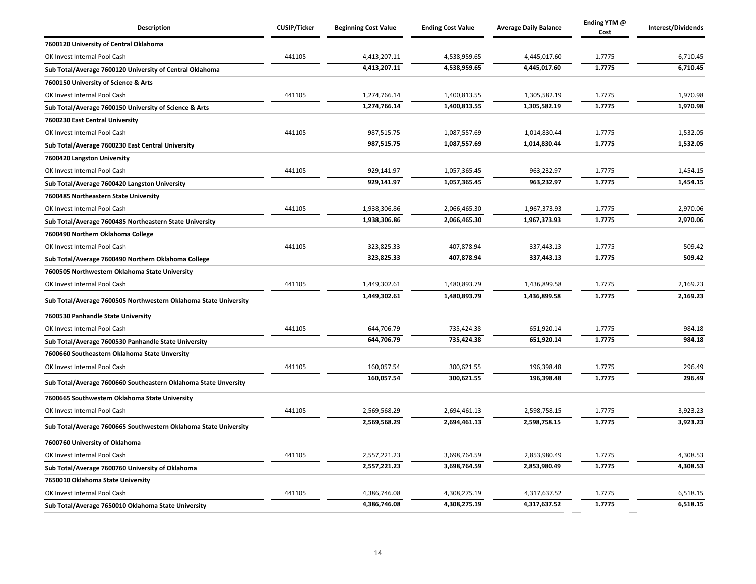| Description | CUSIP/Ticker | Beginning Cost Value | Ending Cost Value | Average Daily Balance | Ending YTM @ Cost | Interest/Dividends |
|---|---|---|---|---|---|---|
| **7600120 University of Central Oklahoma** | | | | | | |
| OK Invest Internal Pool Cash | 441105 | 4,413,207.11 | 4,538,959.65 | 4,445,017.60 | 1.7775 | 6,710.45 |
| **Sub Total/Average 7600120 University of Central Oklahoma** | | **4,413,207.11** | **4,538,959.65** | **4,445,017.60** | **1.7775** | **6,710.45** |
| **7600150 University of Science & Arts** | | | | | | |
| OK Invest Internal Pool Cash | 441105 | 1,274,766.14 | 1,400,813.55 | 1,305,582.19 | 1.7775 | 1,970.98 |
| **Sub Total/Average 7600150 University of Science & Arts** | | **1,274,766.14** | **1,400,813.55** | **1,305,582.19** | **1.7775** | **1,970.98** |
| **7600230 East Central University** | | | | | | |
| OK Invest Internal Pool Cash | 441105 | 987,515.75 | 1,087,557.69 | 1,014,830.44 | 1.7775 | 1,532.05 |
| **Sub Total/Average 7600230 East Central University** | | **987,515.75** | **1,087,557.69** | **1,014,830.44** | **1.7775** | **1,532.05** |
| **7600420 Langston University** | | | | | | |
| OK Invest Internal Pool Cash | 441105 | 929,141.97 | 1,057,365.45 | 963,232.97 | 1.7775 | 1,454.15 |
| **Sub Total/Average 7600420 Langston University** | | **929,141.97** | **1,057,365.45** | **963,232.97** | **1.7775** | **1,454.15** |
| **7600485 Northeastern State University** | | | | | | |
| OK Invest Internal Pool Cash | 441105 | 1,938,306.86 | 2,066,465.30 | 1,967,373.93 | 1.7775 | 2,970.06 |
| **Sub Total/Average 7600485 Northeastern State University** | | **1,938,306.86** | **2,066,465.30** | **1,967,373.93** | **1.7775** | **2,970.06** |
| **7600490 Northern Oklahoma College** | | | | | | |
| OK Invest Internal Pool Cash | 441105 | 323,825.33 | 407,878.94 | 337,443.13 | 1.7775 | 509.42 |
| **Sub Total/Average 7600490 Northern Oklahoma College** | | **323,825.33** | **407,878.94** | **337,443.13** | **1.7775** | **509.42** |
| **7600505 Northwestern Oklahoma State University** | | | | | | |
| OK Invest Internal Pool Cash | 441105 | 1,449,302.61 | 1,480,893.79 | 1,436,899.58 | 1.7775 | 2,169.23 |
| **Sub Total/Average 7600505 Northwestern Oklahoma State University** | | **1,449,302.61** | **1,480,893.79** | **1,436,899.58** | **1.7775** | **2,169.23** |
| **7600530 Panhandle State University** | | | | | | |
| OK Invest Internal Pool Cash | 441105 | 644,706.79 | 735,424.38 | 651,920.14 | 1.7775 | 984.18 |
| **Sub Total/Average 7600530 Panhandle State University** | | **644,706.79** | **735,424.38** | **651,920.14** | **1.7775** | **984.18** |
| **7600660 Southeastern Oklahoma State Unversity** | | | | | | |
| OK Invest Internal Pool Cash | 441105 | 160,057.54 | 300,621.55 | 196,398.48 | 1.7775 | 296.49 |
| **Sub Total/Average 7600660 Southeastern Oklahoma State Unversity** | | **160,057.54** | **300,621.55** | **196,398.48** | **1.7775** | **296.49** |
| **7600665 Southwestern Oklahoma State University** | | | | | | |
| OK Invest Internal Pool Cash | 441105 | 2,569,568.29 | 2,694,461.13 | 2,598,758.15 | 1.7775 | 3,923.23 |
| **Sub Total/Average 7600665 Southwestern Oklahoma State University** | | **2,569,568.29** | **2,694,461.13** | **2,598,758.15** | **1.7775** | **3,923.23** |
| **7600760 University of Oklahoma** | | | | | | |
| OK Invest Internal Pool Cash | 441105 | 2,557,221.23 | 3,698,764.59 | 2,853,980.49 | 1.7775 | 4,308.53 |
| **Sub Total/Average 7600760 University of Oklahoma** | | **2,557,221.23** | **3,698,764.59** | **2,853,980.49** | **1.7775** | **4,308.53** |
| **7650010 Oklahoma State University** | | | | | | |
| OK Invest Internal Pool Cash | 441105 | 4,386,746.08 | 4,308,275.19 | 4,317,637.52 | 1.7775 | 6,518.15 |
| **Sub Total/Average 7650010 Oklahoma State University** | | **4,386,746.08** | **4,308,275.19** | **4,317,637.52** | **1.7775** | **6,518.15** |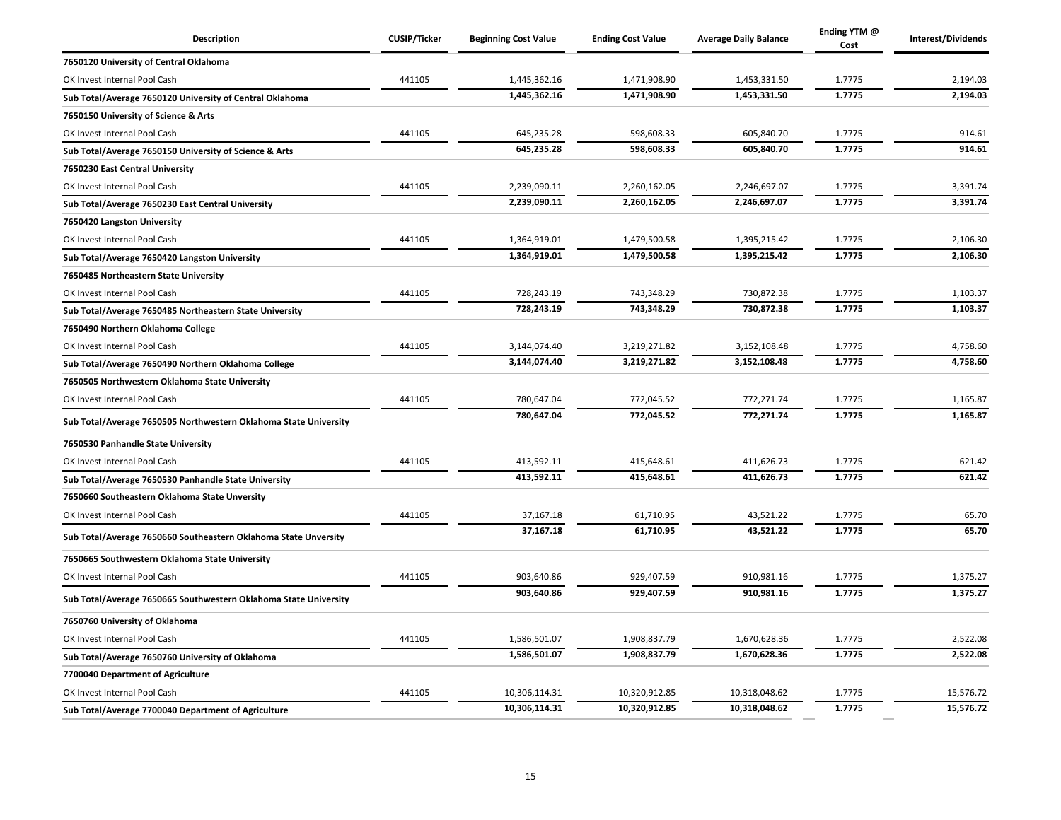| Description | CUSIP/Ticker | Beginning Cost Value | Ending Cost Value | Average Daily Balance | Ending YTM @ Cost | Interest/Dividends |
|---|---|---|---|---|---|---|
| **7650120 University of Central Oklahoma** | | | | | | |
| OK Invest Internal Pool Cash | 441105 | 1,445,362.16 | 1,471,908.90 | 1,453,331.50 | 1.7775 | 2,194.03 |
| **Sub Total/Average 7650120 University of Central Oklahoma** | | **1,445,362.16** | **1,471,908.90** | **1,453,331.50** | **1.7775** | **2,194.03** |
| **7650150 University of Science & Arts** | | | | | | |
| OK Invest Internal Pool Cash | 441105 | 645,235.28 | 598,608.33 | 605,840.70 | 1.7775 | 914.61 |
| **Sub Total/Average 7650150 University of Science & Arts** | | **645,235.28** | **598,608.33** | **605,840.70** | **1.7775** | **914.61** |
| **7650230 East Central University** | | | | | | |
| OK Invest Internal Pool Cash | 441105 | 2,239,090.11 | 2,260,162.05 | 2,246,697.07 | 1.7775 | 3,391.74 |
| **Sub Total/Average 7650230 East Central University** | | **2,239,090.11** | **2,260,162.05** | **2,246,697.07** | **1.7775** | **3,391.74** |
| **7650420 Langston University** | | | | | | |
| OK Invest Internal Pool Cash | 441105 | 1,364,919.01 | 1,479,500.58 | 1,395,215.42 | 1.7775 | 2,106.30 |
| **Sub Total/Average 7650420 Langston University** | | **1,364,919.01** | **1,479,500.58** | **1,395,215.42** | **1.7775** | **2,106.30** |
| **7650485 Northeastern State University** | | | | | | |
| OK Invest Internal Pool Cash | 441105 | 728,243.19 | 743,348.29 | 730,872.38 | 1.7775 | 1,103.37 |
| **Sub Total/Average 7650485 Northeastern State University** | | **728,243.19** | **743,348.29** | **730,872.38** | **1.7775** | **1,103.37** |
| **7650490 Northern Oklahoma College** | | | | | | |
| OK Invest Internal Pool Cash | 441105 | 3,144,074.40 | 3,219,271.82 | 3,152,108.48 | 1.7775 | 4,758.60 |
| **Sub Total/Average 7650490 Northern Oklahoma College** | | **3,144,074.40** | **3,219,271.82** | **3,152,108.48** | **1.7775** | **4,758.60** |
| **7650505 Northwestern Oklahoma State University** | | | | | | |
| OK Invest Internal Pool Cash | 441105 | 780,647.04 | 772,045.52 | 772,271.74 | 1.7775 | 1,165.87 |
| **Sub Total/Average 7650505 Northwestern Oklahoma State University** | | **780,647.04** | **772,045.52** | **772,271.74** | **1.7775** | **1,165.87** |
| **7650530 Panhandle State University** | | | | | | |
| OK Invest Internal Pool Cash | 441105 | 413,592.11 | 415,648.61 | 411,626.73 | 1.7775 | 621.42 |
| **Sub Total/Average 7650530 Panhandle State University** | | **413,592.11** | **415,648.61** | **411,626.73** | **1.7775** | **621.42** |
| **7650660 Southeastern Oklahoma State Unversity** | | | | | | |
| OK Invest Internal Pool Cash | 441105 | 37,167.18 | 61,710.95 | 43,521.22 | 1.7775 | 65.70 |
| **Sub Total/Average 7650660 Southeastern Oklahoma State Unversity** | | **37,167.18** | **61,710.95** | **43,521.22** | **1.7775** | **65.70** |
| **7650665 Southwestern Oklahoma State University** | | | | | | |
| OK Invest Internal Pool Cash | 441105 | 903,640.86 | 929,407.59 | 910,981.16 | 1.7775 | 1,375.27 |
| **Sub Total/Average 7650665 Southwestern Oklahoma State University** | | **903,640.86** | **929,407.59** | **910,981.16** | **1.7775** | **1,375.27** |
| **7650760 University of Oklahoma** | | | | | | |
| OK Invest Internal Pool Cash | 441105 | 1,586,501.07 | 1,908,837.79 | 1,670,628.36 | 1.7775 | 2,522.08 |
| **Sub Total/Average 7650760 University of Oklahoma** | | **1,586,501.07** | **1,908,837.79** | **1,670,628.36** | **1.7775** | **2,522.08** |
| **7700040 Department of Agriculture** | | | | | | |
| OK Invest Internal Pool Cash | 441105 | 10,306,114.31 | 10,320,912.85 | 10,318,048.62 | 1.7775 | 15,576.72 |
| **Sub Total/Average 7700040 Department of Agriculture** | | **10,306,114.31** | **10,320,912.85** | **10,318,048.62** | **1.7775** | **15,576.72** |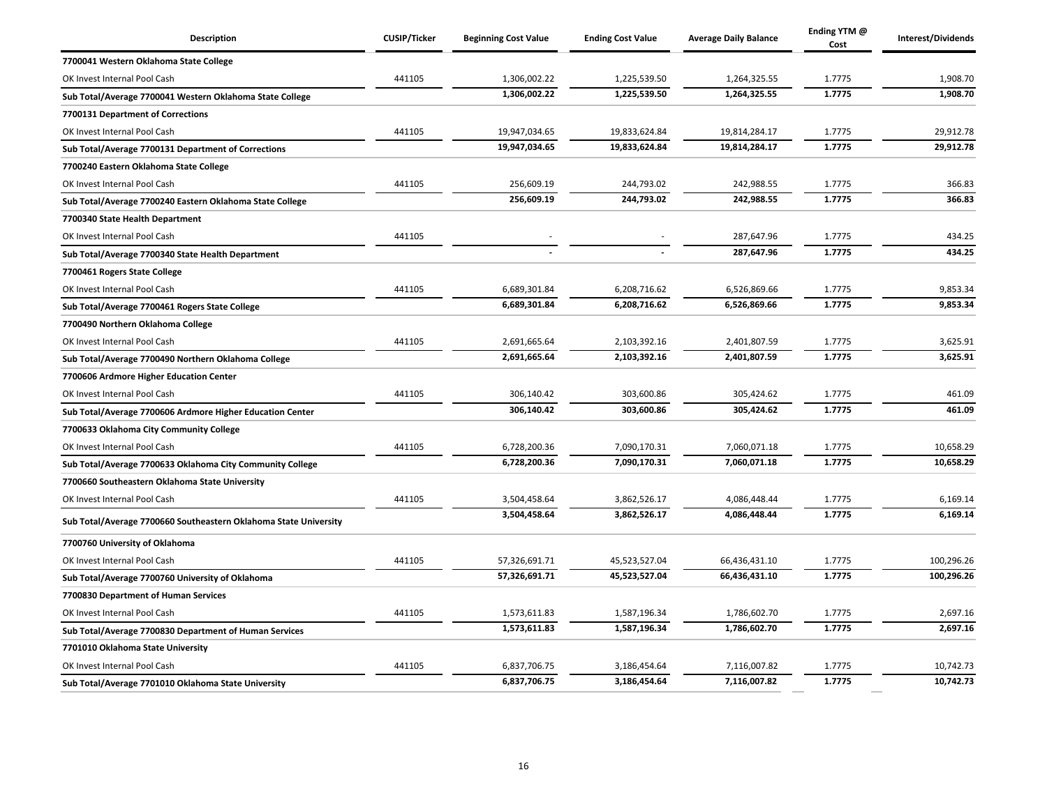| Description | CUSIP/Ticker | Beginning Cost Value | Ending Cost Value | Average Daily Balance | Ending YTM @ Cost | Interest/Dividends |
|---|---|---|---|---|---|---|
| **7700041 Western Oklahoma State College** | | | | | | |
| OK Invest Internal Pool Cash | 441105 | 1,306,002.22 | 1,225,539.50 | 1,264,325.55 | 1.7775 | 1,908.70 |
| **Sub Total/Average 7700041 Western Oklahoma State College** | | **1,306,002.22** | **1,225,539.50** | **1,264,325.55** | **1.7775** | **1,908.70** |
| **7700131 Department of Corrections** | | | | | | |
| OK Invest Internal Pool Cash | 441105 | 19,947,034.65 | 19,833,624.84 | 19,814,284.17 | 1.7775 | 29,912.78 |
| **Sub Total/Average 7700131 Department of Corrections** | | **19,947,034.65** | **19,833,624.84** | **19,814,284.17** | **1.7775** | **29,912.78** |
| **7700240 Eastern Oklahoma State College** | | | | | | |
| OK Invest Internal Pool Cash | 441105 | 256,609.19 | 244,793.02 | 242,988.55 | 1.7775 | 366.83 |
| **Sub Total/Average 7700240 Eastern Oklahoma State College** | | **256,609.19** | **244,793.02** | **242,988.55** | **1.7775** | **366.83** |
| **7700340 State Health Department** | | | | | | |
| OK Invest Internal Pool Cash | 441105 | - | - | 287,647.96 | 1.7775 | 434.25 |
| **Sub Total/Average 7700340 State Health Department** | | **-** | **-** | **287,647.96** | **1.7775** | **434.25** |
| **7700461 Rogers State College** | | | | | | |
| OK Invest Internal Pool Cash | 441105 | 6,689,301.84 | 6,208,716.62 | 6,526,869.66 | 1.7775 | 9,853.34 |
| **Sub Total/Average 7700461 Rogers State College** | | **6,689,301.84** | **6,208,716.62** | **6,526,869.66** | **1.7775** | **9,853.34** |
| **7700490 Northern Oklahoma College** | | | | | | |
| OK Invest Internal Pool Cash | 441105 | 2,691,665.64 | 2,103,392.16 | 2,401,807.59 | 1.7775 | 3,625.91 |
| **Sub Total/Average 7700490 Northern Oklahoma College** | | **2,691,665.64** | **2,103,392.16** | **2,401,807.59** | **1.7775** | **3,625.91** |
| **7700606 Ardmore Higher Education Center** | | | | | | |
| OK Invest Internal Pool Cash | 441105 | 306,140.42 | 303,600.86 | 305,424.62 | 1.7775 | 461.09 |
| **Sub Total/Average 7700606 Ardmore Higher Education Center** | | **306,140.42** | **303,600.86** | **305,424.62** | **1.7775** | **461.09** |
| **7700633 Oklahoma City Community College** | | | | | | |
| OK Invest Internal Pool Cash | 441105 | 6,728,200.36 | 7,090,170.31 | 7,060,071.18 | 1.7775 | 10,658.29 |
| **Sub Total/Average 7700633 Oklahoma City Community College** | | **6,728,200.36** | **7,090,170.31** | **7,060,071.18** | **1.7775** | **10,658.29** |
| **7700660 Southeastern Oklahoma State University** | | | | | | |
| OK Invest Internal Pool Cash | 441105 | 3,504,458.64 | 3,862,526.17 | 4,086,448.44 | 1.7775 | 6,169.14 |
| **Sub Total/Average 7700660 Southeastern Oklahoma State University** | | **3,504,458.64** | **3,862,526.17** | **4,086,448.44** | **1.7775** | **6,169.14** |
| **7700760 University of Oklahoma** | | | | | | |
| OK Invest Internal Pool Cash | 441105 | 57,326,691.71 | 45,523,527.04 | 66,436,431.10 | 1.7775 | 100,296.26 |
| **Sub Total/Average 7700760 University of Oklahoma** | | **57,326,691.71** | **45,523,527.04** | **66,436,431.10** | **1.7775** | **100,296.26** |
| **7700830 Department of Human Services** | | | | | | |
| OK Invest Internal Pool Cash | 441105 | 1,573,611.83 | 1,587,196.34 | 1,786,602.70 | 1.7775 | 2,697.16 |
| **Sub Total/Average 7700830 Department of Human Services** | | **1,573,611.83** | **1,587,196.34** | **1,786,602.70** | **1.7775** | **2,697.16** |
| **7701010 Oklahoma State University** | | | | | | |
| OK Invest Internal Pool Cash | 441105 | 6,837,706.75 | 3,186,454.64 | 7,116,007.82 | 1.7775 | 10,742.73 |
| **Sub Total/Average 7701010 Oklahoma State University** | | **6,837,706.75** | **3,186,454.64** | **7,116,007.82** | **1.7775** | **10,742.73** |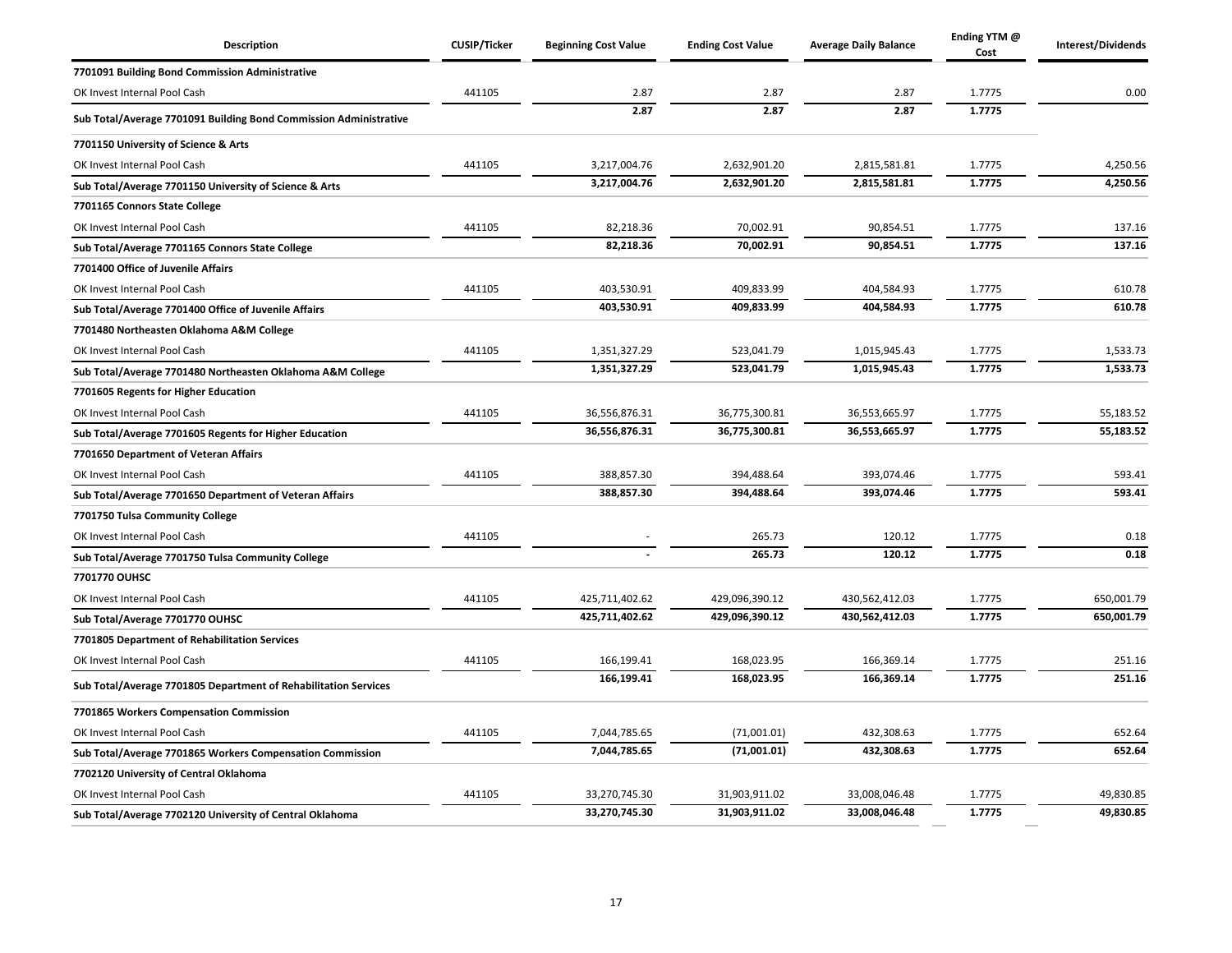| Description | CUSIP/Ticker | Beginning Cost Value | Ending Cost Value | Average Daily Balance | Ending YTM @ Cost | Interest/Dividends |
|---|---|---|---|---|---|---|
| **7701091 Building Bond Commission Administrative** | | | | | | |
| OK Invest Internal Pool Cash | 441105 | 2.87 | 2.87 | 2.87 | 1.7775 | 0.00 |
| **Sub Total/Average 7701091 Building Bond Commission Administrative** | | **2.87** | **2.87** | **2.87** | **1.7775** | |
| **7701150 University of Science & Arts** | | | | | | |
| OK Invest Internal Pool Cash | 441105 | 3,217,004.76 | 2,632,901.20 | 2,815,581.81 | 1.7775 | 4,250.56 |
| **Sub Total/Average 7701150 University of Science & Arts** | | **3,217,004.76** | **2,632,901.20** | **2,815,581.81** | **1.7775** | **4,250.56** |
| **7701165 Connors State College** | | | | | | |
| OK Invest Internal Pool Cash | 441105 | 82,218.36 | 70,002.91 | 90,854.51 | 1.7775 | 137.16 |
| **Sub Total/Average 7701165 Connors State College** | | **82,218.36** | **70,002.91** | **90,854.51** | **1.7775** | **137.16** |
| **7701400 Office of Juvenile Affairs** | | | | | | |
| OK Invest Internal Pool Cash | 441105 | 403,530.91 | 409,833.99 | 404,584.93 | 1.7775 | 610.78 |
| **Sub Total/Average 7701400 Office of Juvenile Affairs** | | **403,530.91** | **409,833.99** | **404,584.93** | **1.7775** | **610.78** |
| **7701480 Northeasten Oklahoma A&M College** | | | | | | |
| OK Invest Internal Pool Cash | 441105 | 1,351,327.29 | 523,041.79 | 1,015,945.43 | 1.7775 | 1,533.73 |
| **Sub Total/Average 7701480 Northeasten Oklahoma A&M College** | | **1,351,327.29** | **523,041.79** | **1,015,945.43** | **1.7775** | **1,533.73** |
| **7701605 Regents for Higher Education** | | | | | | |
| OK Invest Internal Pool Cash | 441105 | 36,556,876.31 | 36,775,300.81 | 36,553,665.97 | 1.7775 | 55,183.52 |
| **Sub Total/Average 7701605 Regents for Higher Education** | | **36,556,876.31** | **36,775,300.81** | **36,553,665.97** | **1.7775** | **55,183.52** |
| **7701650 Department of Veteran Affairs** | | | | | | |
| OK Invest Internal Pool Cash | 441105 | 388,857.30 | 394,488.64 | 393,074.46 | 1.7775 | 593.41 |
| **Sub Total/Average 7701650 Department of Veteran Affairs** | | **388,857.30** | **394,488.64** | **393,074.46** | **1.7775** | **593.41** |
| **7701750 Tulsa Community College** | | | | | | |
| OK Invest Internal Pool Cash | 441105 | - | 265.73 | 120.12 | 1.7775 | 0.18 |
| **Sub Total/Average 7701750 Tulsa Community College** | | **-** | **265.73** | **120.12** | **1.7775** | **0.18** |
| **7701770 OUHSC** | | | | | | |
| OK Invest Internal Pool Cash | 441105 | 425,711,402.62 | 429,096,390.12 | 430,562,412.03 | 1.7775 | 650,001.79 |
| **Sub Total/Average 7701770 OUHSC** | | **425,711,402.62** | **429,096,390.12** | **430,562,412.03** | **1.7775** | **650,001.79** |
| **7701805 Department of Rehabilitation Services** | | | | | | |
| OK Invest Internal Pool Cash | 441105 | 166,199.41 | 168,023.95 | 166,369.14 | 1.7775 | 251.16 |
| **Sub Total/Average 7701805 Department of Rehabilitation Services** | | **166,199.41** | **168,023.95** | **166,369.14** | **1.7775** | **251.16** |
| **7701865 Workers Compensation Commission** | | | | | | |
| OK Invest Internal Pool Cash | 441105 | 7,044,785.65 | (71,001.01) | 432,308.63 | 1.7775 | 652.64 |
| **Sub Total/Average 7701865 Workers Compensation Commission** | | **7,044,785.65** | **(71,001.01)** | **432,308.63** | **1.7775** | **652.64** |
| **7702120 University of Central Oklahoma** | | | | | | |
| OK Invest Internal Pool Cash | 441105 | 33,270,745.30 | 31,903,911.02 | 33,008,046.48 | 1.7775 | 49,830.85 |
| **Sub Total/Average 7702120 University of Central Oklahoma** | | **33,270,745.30** | **31,903,911.02** | **33,008,046.48** | **1.7775** | **49,830.85** |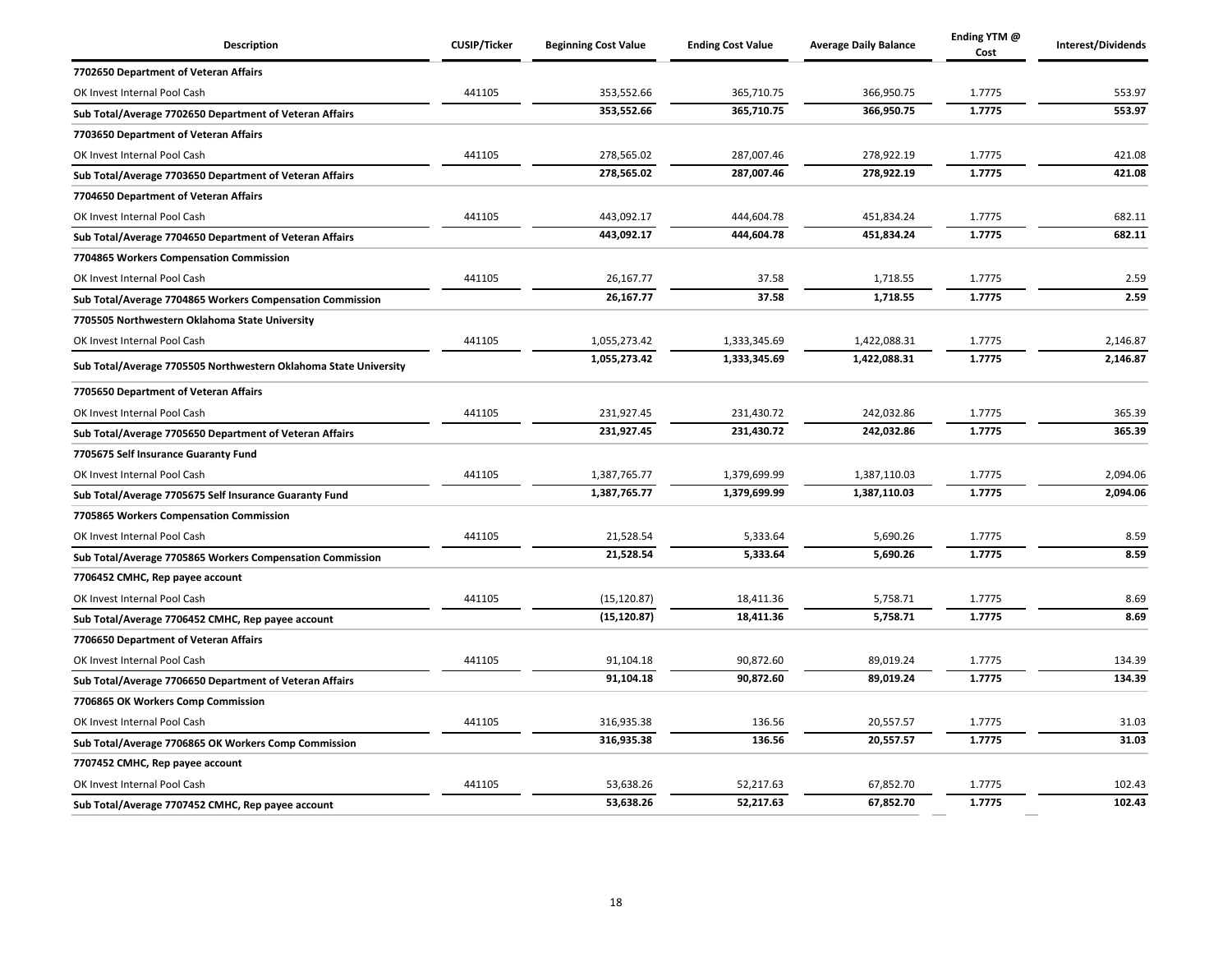| Description | CUSIP/Ticker | Beginning Cost Value | Ending Cost Value | Average Daily Balance | Ending YTM @ Cost | Interest/Dividends |
|---|---|---|---|---|---|---|
| **7702650 Department of Veteran Affairs** | | | | | | |
| OK Invest Internal Pool Cash | 441105 | 353,552.66 | 365,710.75 | 366,950.75 | 1.7775 | 553.97 |
| **Sub Total/Average 7702650 Department of Veteran Affairs** | | **353,552.66** | **365,710.75** | **366,950.75** | **1.7775** | **553.97** |
| **7703650 Department of Veteran Affairs** | | | | | | |
| OK Invest Internal Pool Cash | 441105 | 278,565.02 | 287,007.46 | 278,922.19 | 1.7775 | 421.08 |
| **Sub Total/Average 7703650 Department of Veteran Affairs** | | **278,565.02** | **287,007.46** | **278,922.19** | **1.7775** | **421.08** |
| **7704650 Department of Veteran Affairs** | | | | | | |
| OK Invest Internal Pool Cash | 441105 | 443,092.17 | 444,604.78 | 451,834.24 | 1.7775 | 682.11 |
| **Sub Total/Average 7704650 Department of Veteran Affairs** | | **443,092.17** | **444,604.78** | **451,834.24** | **1.7775** | **682.11** |
| **7704865 Workers Compensation Commission** | | | | | | |
| OK Invest Internal Pool Cash | 441105 | 26,167.77 | 37.58 | 1,718.55 | 1.7775 | 2.59 |
| **Sub Total/Average 7704865 Workers Compensation Commission** | | **26,167.77** | **37.58** | **1,718.55** | **1.7775** | **2.59** |
| **7705505 Northwestern Oklahoma State University** | | | | | | |
| OK Invest Internal Pool Cash | 441105 | 1,055,273.42 | 1,333,345.69 | 1,422,088.31 | 1.7775 | 2,146.87 |
| **Sub Total/Average 7705505 Northwestern Oklahoma State University** | | **1,055,273.42** | **1,333,345.69** | **1,422,088.31** | **1.7775** | **2,146.87** |
| **7705650 Department of Veteran Affairs** | | | | | | |
| OK Invest Internal Pool Cash | 441105 | 231,927.45 | 231,430.72 | 242,032.86 | 1.7775 | 365.39 |
| **Sub Total/Average 7705650 Department of Veteran Affairs** | | **231,927.45** | **231,430.72** | **242,032.86** | **1.7775** | **365.39** |
| **7705675 Self Insurance Guaranty Fund** | | | | | | |
| OK Invest Internal Pool Cash | 441105 | 1,387,765.77 | 1,379,699.99 | 1,387,110.03 | 1.7775 | 2,094.06 |
| **Sub Total/Average 7705675 Self Insurance Guaranty Fund** | | **1,387,765.77** | **1,379,699.99** | **1,387,110.03** | **1.7775** | **2,094.06** |
| **7705865 Workers Compensation Commission** | | | | | | |
| OK Invest Internal Pool Cash | 441105 | 21,528.54 | 5,333.64 | 5,690.26 | 1.7775 | 8.59 |
| **Sub Total/Average 7705865 Workers Compensation Commission** | | **21,528.54** | **5,333.64** | **5,690.26** | **1.7775** | **8.59** |
| **7706452 CMHC, Rep payee account** | | | | | | |
| OK Invest Internal Pool Cash | 441105 | (15,120.87) | 18,411.36 | 5,758.71 | 1.7775 | 8.69 |
| **Sub Total/Average 7706452 CMHC, Rep payee account** | | **(15,120.87)** | **18,411.36** | **5,758.71** | **1.7775** | **8.69** |
| **7706650 Department of Veteran Affairs** | | | | | | |
| OK Invest Internal Pool Cash | 441105 | 91,104.18 | 90,872.60 | 89,019.24 | 1.7775 | 134.39 |
| **Sub Total/Average 7706650 Department of Veteran Affairs** | | **91,104.18** | **90,872.60** | **89,019.24** | **1.7775** | **134.39** |
| **7706865 OK Workers Comp Commission** | | | | | | |
| OK Invest Internal Pool Cash | 441105 | 316,935.38 | 136.56 | 20,557.57 | 1.7775 | 31.03 |
| **Sub Total/Average 7706865 OK Workers Comp Commission** | | **316,935.38** | **136.56** | **20,557.57** | **1.7775** | **31.03** |
| **7707452 CMHC, Rep payee account** | | | | | | |
| OK Invest Internal Pool Cash | 441105 | 53,638.26 | 52,217.63 | 67,852.70 | 1.7775 | 102.43 |
| **Sub Total/Average 7707452 CMHC, Rep payee account** | | **53,638.26** | **52,217.63** | **67,852.70** | **1.7775** | **102.43** |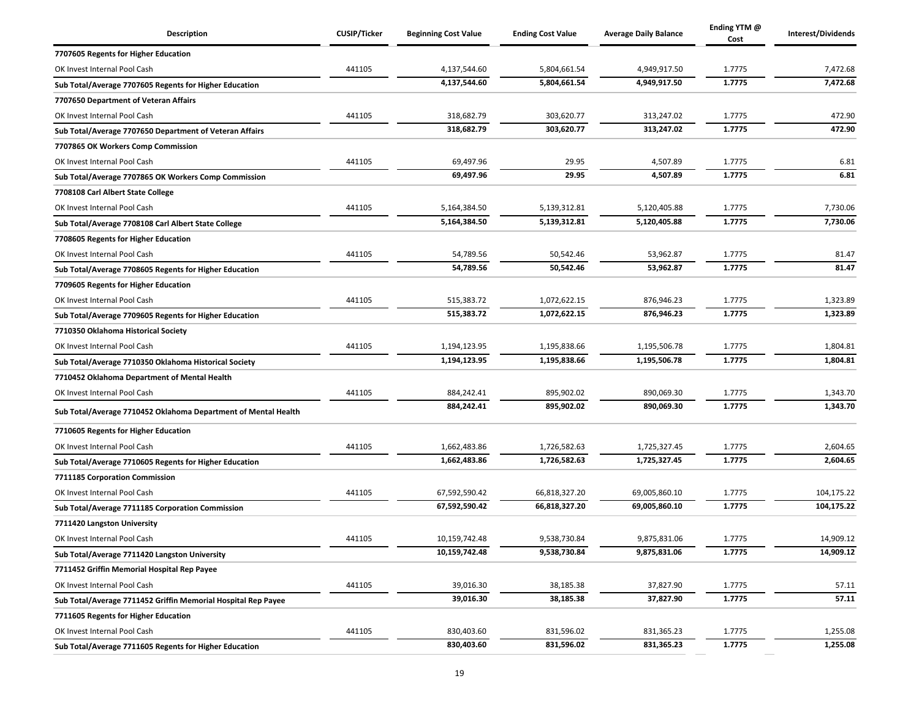| Description | CUSIP/Ticker | Beginning Cost Value | Ending Cost Value | Average Daily Balance | Ending YTM @ Cost | Interest/Dividends |
|---|---|---|---|---|---|---|
| **7707605 Regents for Higher Education** | | | | | | |
| OK Invest Internal Pool Cash | 441105 | 4,137,544.60 | 5,804,661.54 | 4,949,917.50 | 1.7775 | 7,472.68 |
| **Sub Total/Average 7707605 Regents for Higher Education** | | **4,137,544.60** | **5,804,661.54** | **4,949,917.50** | **1.7775** | **7,472.68** |
| **7707650 Department of Veteran Affairs** | | | | | | |
| OK Invest Internal Pool Cash | 441105 | 318,682.79 | 303,620.77 | 313,247.02 | 1.7775 | 472.90 |
| **Sub Total/Average 7707650 Department of Veteran Affairs** | | **318,682.79** | **303,620.77** | **313,247.02** | **1.7775** | **472.90** |
| **7707865 OK Workers Comp Commission** | | | | | | |
| OK Invest Internal Pool Cash | 441105 | 69,497.96 | 29.95 | 4,507.89 | 1.7775 | 6.81 |
| **Sub Total/Average 7707865 OK Workers Comp Commission** | | **69,497.96** | **29.95** | **4,507.89** | **1.7775** | **6.81** |
| **7708108 Carl Albert State College** | | | | | | |
| OK Invest Internal Pool Cash | 441105 | 5,164,384.50 | 5,139,312.81 | 5,120,405.88 | 1.7775 | 7,730.06 |
| **Sub Total/Average 7708108 Carl Albert State College** | | **5,164,384.50** | **5,139,312.81** | **5,120,405.88** | **1.7775** | **7,730.06** |
| **7708605 Regents for Higher Education** | | | | | | |
| OK Invest Internal Pool Cash | 441105 | 54,789.56 | 50,542.46 | 53,962.87 | 1.7775 | 81.47 |
| **Sub Total/Average 7708605 Regents for Higher Education** | | **54,789.56** | **50,542.46** | **53,962.87** | **1.7775** | **81.47** |
| **7709605 Regents for Higher Education** | | | | | | |
| OK Invest Internal Pool Cash | 441105 | 515,383.72 | 1,072,622.15 | 876,946.23 | 1.7775 | 1,323.89 |
| **Sub Total/Average 7709605 Regents for Higher Education** | | **515,383.72** | **1,072,622.15** | **876,946.23** | **1.7775** | **1,323.89** |
| **7710350 Oklahoma Historical Society** | | | | | | |
| OK Invest Internal Pool Cash | 441105 | 1,194,123.95 | 1,195,838.66 | 1,195,506.78 | 1.7775 | 1,804.81 |
| **Sub Total/Average 7710350 Oklahoma Historical Society** | | **1,194,123.95** | **1,195,838.66** | **1,195,506.78** | **1.7775** | **1,804.81** |
| **7710452 Oklahoma Department of Mental Health** | | | | | | |
| OK Invest Internal Pool Cash | 441105 | 884,242.41 | 895,902.02 | 890,069.30 | 1.7775 | 1,343.70 |
| **Sub Total/Average 7710452 Oklahoma Department of Mental Health** | | **884,242.41** | **895,902.02** | **890,069.30** | **1.7775** | **1,343.70** |
| **7710605 Regents for Higher Education** | | | | | | |
| OK Invest Internal Pool Cash | 441105 | 1,662,483.86 | 1,726,582.63 | 1,725,327.45 | 1.7775 | 2,604.65 |
| **Sub Total/Average 7710605 Regents for Higher Education** | | **1,662,483.86** | **1,726,582.63** | **1,725,327.45** | **1.7775** | **2,604.65** |
| **7711185 Corporation Commission** | | | | | | |
| OK Invest Internal Pool Cash | 441105 | 67,592,590.42 | 66,818,327.20 | 69,005,860.10 | 1.7775 | 104,175.22 |
| **Sub Total/Average 7711185 Corporation Commission** | | **67,592,590.42** | **66,818,327.20** | **69,005,860.10** | **1.7775** | **104,175.22** |
| **7711420 Langston University** | | | | | | |
| OK Invest Internal Pool Cash | 441105 | 10,159,742.48 | 9,538,730.84 | 9,875,831.06 | 1.7775 | 14,909.12 |
| **Sub Total/Average 7711420 Langston University** | | **10,159,742.48** | **9,538,730.84** | **9,875,831.06** | **1.7775** | **14,909.12** |
| **7711452 Griffin Memorial Hospital Rep Payee** | | | | | | |
| OK Invest Internal Pool Cash | 441105 | 39,016.30 | 38,185.38 | 37,827.90 | 1.7775 | 57.11 |
| **Sub Total/Average 7711452 Griffin Memorial Hospital Rep Payee** | | **39,016.30** | **38,185.38** | **37,827.90** | **1.7775** | **57.11** |
| **7711605 Regents for Higher Education** | | | | | | |
| OK Invest Internal Pool Cash | 441105 | 830,403.60 | 831,596.02 | 831,365.23 | 1.7775 | 1,255.08 |
| **Sub Total/Average 7711605 Regents for Higher Education** | | **830,403.60** | **831,596.02** | **831,365.23** | **1.7775** | **1,255.08** |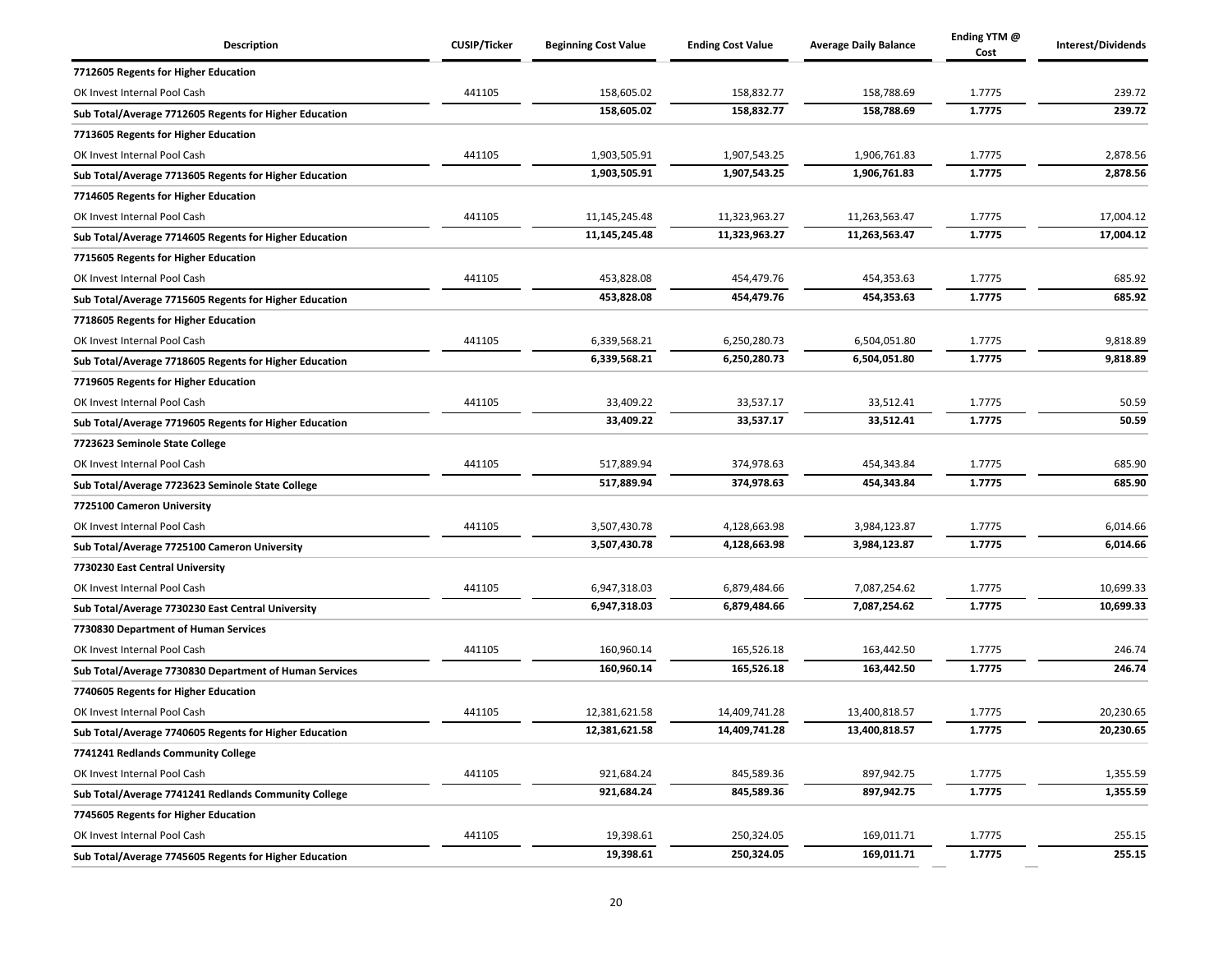| Description | CUSIP/Ticker | Beginning Cost Value | Ending Cost Value | Average Daily Balance | Ending YTM @ Cost | Interest/Dividends |
|---|---|---|---|---|---|---|
| **7712605 Regents for Higher Education** | | | | | | |
| OK Invest Internal Pool Cash | 441105 | 158,605.02 | 158,832.77 | 158,788.69 | 1.7775 | 239.72 |
| **Sub Total/Average 7712605 Regents for Higher Education** | | **158,605.02** | **158,832.77** | **158,788.69** | **1.7775** | **239.72** |
| **7713605 Regents for Higher Education** | | | | | | |
| OK Invest Internal Pool Cash | 441105 | 1,903,505.91 | 1,907,543.25 | 1,906,761.83 | 1.7775 | 2,878.56 |
| **Sub Total/Average 7713605 Regents for Higher Education** | | **1,903,505.91** | **1,907,543.25** | **1,906,761.83** | **1.7775** | **2,878.56** |
| **7714605 Regents for Higher Education** | | | | | | |
| OK Invest Internal Pool Cash | 441105 | 11,145,245.48 | 11,323,963.27 | 11,263,563.47 | 1.7775 | 17,004.12 |
| **Sub Total/Average 7714605 Regents for Higher Education** | | **11,145,245.48** | **11,323,963.27** | **11,263,563.47** | **1.7775** | **17,004.12** |
| **7715605 Regents for Higher Education** | | | | | | |
| OK Invest Internal Pool Cash | 441105 | 453,828.08 | 454,479.76 | 454,353.63 | 1.7775 | 685.92 |
| **Sub Total/Average 7715605 Regents for Higher Education** | | **453,828.08** | **454,479.76** | **454,353.63** | **1.7775** | **685.92** |
| **7718605 Regents for Higher Education** | | | | | | |
| OK Invest Internal Pool Cash | 441105 | 6,339,568.21 | 6,250,280.73 | 6,504,051.80 | 1.7775 | 9,818.89 |
| **Sub Total/Average 7718605 Regents for Higher Education** | | **6,339,568.21** | **6,250,280.73** | **6,504,051.80** | **1.7775** | **9,818.89** |
| **7719605 Regents for Higher Education** | | | | | | |
| OK Invest Internal Pool Cash | 441105 | 33,409.22 | 33,537.17 | 33,512.41 | 1.7775 | 50.59 |
| **Sub Total/Average 7719605 Regents for Higher Education** | | **33,409.22** | **33,537.17** | **33,512.41** | **1.7775** | **50.59** |
| **7723623 Seminole State College** | | | | | | |
| OK Invest Internal Pool Cash | 441105 | 517,889.94 | 374,978.63 | 454,343.84 | 1.7775 | 685.90 |
| **Sub Total/Average 7723623 Seminole State College** | | **517,889.94** | **374,978.63** | **454,343.84** | **1.7775** | **685.90** |
| **7725100 Cameron University** | | | | | | |
| OK Invest Internal Pool Cash | 441105 | 3,507,430.78 | 4,128,663.98 | 3,984,123.87 | 1.7775 | 6,014.66 |
| **Sub Total/Average 7725100 Cameron University** | | **3,507,430.78** | **4,128,663.98** | **3,984,123.87** | **1.7775** | **6,014.66** |
| **7730230 East Central University** | | | | | | |
| OK Invest Internal Pool Cash | 441105 | 6,947,318.03 | 6,879,484.66 | 7,087,254.62 | 1.7775 | 10,699.33 |
| **Sub Total/Average 7730230 East Central University** | | **6,947,318.03** | **6,879,484.66** | **7,087,254.62** | **1.7775** | **10,699.33** |
| **7730830 Department of Human Services** | | | | | | |
| OK Invest Internal Pool Cash | 441105 | 160,960.14 | 165,526.18 | 163,442.50 | 1.7775 | 246.74 |
| **Sub Total/Average 7730830 Department of Human Services** | | **160,960.14** | **165,526.18** | **163,442.50** | **1.7775** | **246.74** |
| **7740605 Regents for Higher Education** | | | | | | |
| OK Invest Internal Pool Cash | 441105 | 12,381,621.58 | 14,409,741.28 | 13,400,818.57 | 1.7775 | 20,230.65 |
| **Sub Total/Average 7740605 Regents for Higher Education** | | **12,381,621.58** | **14,409,741.28** | **13,400,818.57** | **1.7775** | **20,230.65** |
| **7741241 Redlands Community College** | | | | | | |
| OK Invest Internal Pool Cash | 441105 | 921,684.24 | 845,589.36 | 897,942.75 | 1.7775 | 1,355.59 |
| **Sub Total/Average 7741241 Redlands Community College** | | **921,684.24** | **845,589.36** | **897,942.75** | **1.7775** | **1,355.59** |
| **7745605 Regents for Higher Education** | | | | | | |
| OK Invest Internal Pool Cash | 441105 | 19,398.61 | 250,324.05 | 169,011.71 | 1.7775 | 255.15 |
| **Sub Total/Average 7745605 Regents for Higher Education** | | **19,398.61** | **250,324.05** | **169,011.71** | **1.7775** | **255.15** |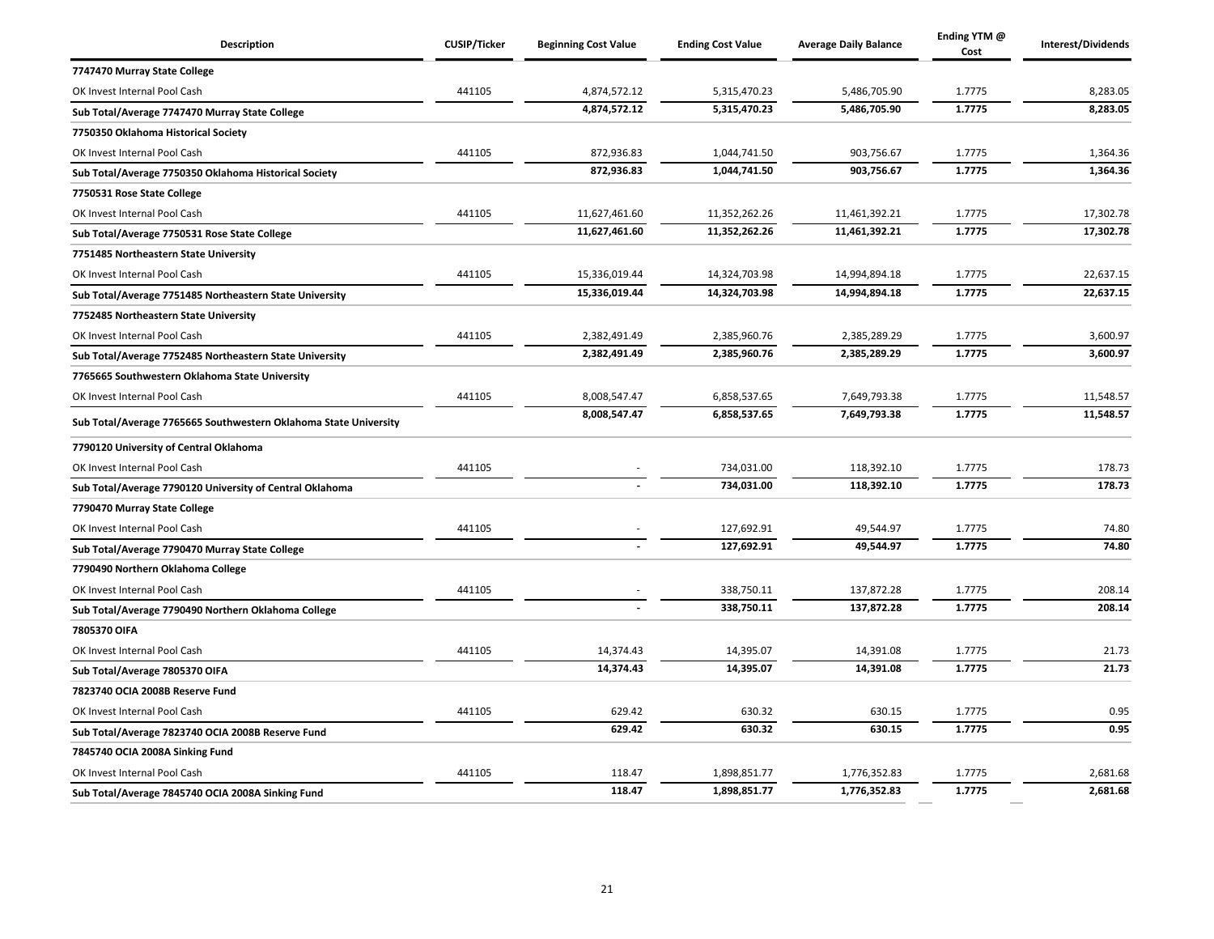| Description | CUSIP/Ticker | Beginning Cost Value | Ending Cost Value | Average Daily Balance | Ending YTM @ Cost | Interest/Dividends |
|---|---|---|---|---|---|---|
| **7747470 Murray State College** | | | | | | |
| OK Invest Internal Pool Cash | 441105 | 4,874,572.12 | 5,315,470.23 | 5,486,705.90 | 1.7775 | 8,283.05 |
| **Sub Total/Average 7747470 Murray State College** | | **4,874,572.12** | **5,315,470.23** | **5,486,705.90** | **1.7775** | **8,283.05** |
| **7750350 Oklahoma Historical Society** | | | | | | |
| OK Invest Internal Pool Cash | 441105 | 872,936.83 | 1,044,741.50 | 903,756.67 | 1.7775 | 1,364.36 |
| **Sub Total/Average 7750350 Oklahoma Historical Society** | | **872,936.83** | **1,044,741.50** | **903,756.67** | **1.7775** | **1,364.36** |
| **7750531 Rose State College** | | | | | | |
| OK Invest Internal Pool Cash | 441105 | 11,627,461.60 | 11,352,262.26 | 11,461,392.21 | 1.7775 | 17,302.78 |
| **Sub Total/Average 7750531 Rose State College** | | **11,627,461.60** | **11,352,262.26** | **11,461,392.21** | **1.7775** | **17,302.78** |
| **7751485 Northeastern State University** | | | | | | |
| OK Invest Internal Pool Cash | 441105 | 15,336,019.44 | 14,324,703.98 | 14,994,894.18 | 1.7775 | 22,637.15 |
| **Sub Total/Average 7751485 Northeastern State University** | | **15,336,019.44** | **14,324,703.98** | **14,994,894.18** | **1.7775** | **22,637.15** |
| **7752485 Northeastern State University** | | | | | | |
| OK Invest Internal Pool Cash | 441105 | 2,382,491.49 | 2,385,960.76 | 2,385,289.29 | 1.7775 | 3,600.97 |
| **Sub Total/Average 7752485 Northeastern State University** | | **2,382,491.49** | **2,385,960.76** | **2,385,289.29** | **1.7775** | **3,600.97** |
| **7765665 Southwestern Oklahoma State University** | | | | | | |
| OK Invest Internal Pool Cash | 441105 | 8,008,547.47 | 6,858,537.65 | 7,649,793.38 | 1.7775 | 11,548.57 |
| **Sub Total/Average 7765665 Southwestern Oklahoma State University** | | **8,008,547.47** | **6,858,537.65** | **7,649,793.38** | **1.7775** | **11,548.57** |
| **7790120 University of Central Oklahoma** | | | | | | |
| OK Invest Internal Pool Cash | 441105 | - | 734,031.00 | 118,392.10 | 1.7775 | 178.73 |
| **Sub Total/Average 7790120 University of Central Oklahoma** | | **-** | **734,031.00** | **118,392.10** | **1.7775** | **178.73** |
| **7790470 Murray State College** | | | | | | |
| OK Invest Internal Pool Cash | 441105 | - | 127,692.91 | 49,544.97 | 1.7775 | 74.80 |
| **Sub Total/Average 7790470 Murray State College** | | **-** | **127,692.91** | **49,544.97** | **1.7775** | **74.80** |
| **7790490 Northern Oklahoma College** | | | | | | |
| OK Invest Internal Pool Cash | 441105 | - | 338,750.11 | 137,872.28 | 1.7775 | 208.14 |
| **Sub Total/Average 7790490 Northern Oklahoma College** | | **-** | **338,750.11** | **137,872.28** | **1.7775** | **208.14** |
| **7805370 OIFA** | | | | | | |
| OK Invest Internal Pool Cash | 441105 | 14,374.43 | 14,395.07 | 14,391.08 | 1.7775 | 21.73 |
| **Sub Total/Average 7805370 OIFA** | | **14,374.43** | **14,395.07** | **14,391.08** | **1.7775** | **21.73** |
| **7823740 OCIA 2008B Reserve Fund** | | | | | | |
| OK Invest Internal Pool Cash | 441105 | 629.42 | 630.32 | 630.15 | 1.7775 | 0.95 |
| **Sub Total/Average 7823740 OCIA 2008B Reserve Fund** | | **629.42** | **630.32** | **630.15** | **1.7775** | **0.95** |
| **7845740 OCIA 2008A Sinking Fund** | | | | | | |
| OK Invest Internal Pool Cash | 441105 | 118.47 | 1,898,851.77 | 1,776,352.83 | 1.7775 | 2,681.68 |
| **Sub Total/Average 7845740 OCIA 2008A Sinking Fund** | | **118.47** | **1,898,851.77** | **1,776,352.83** | **1.7775** | **2,681.68** |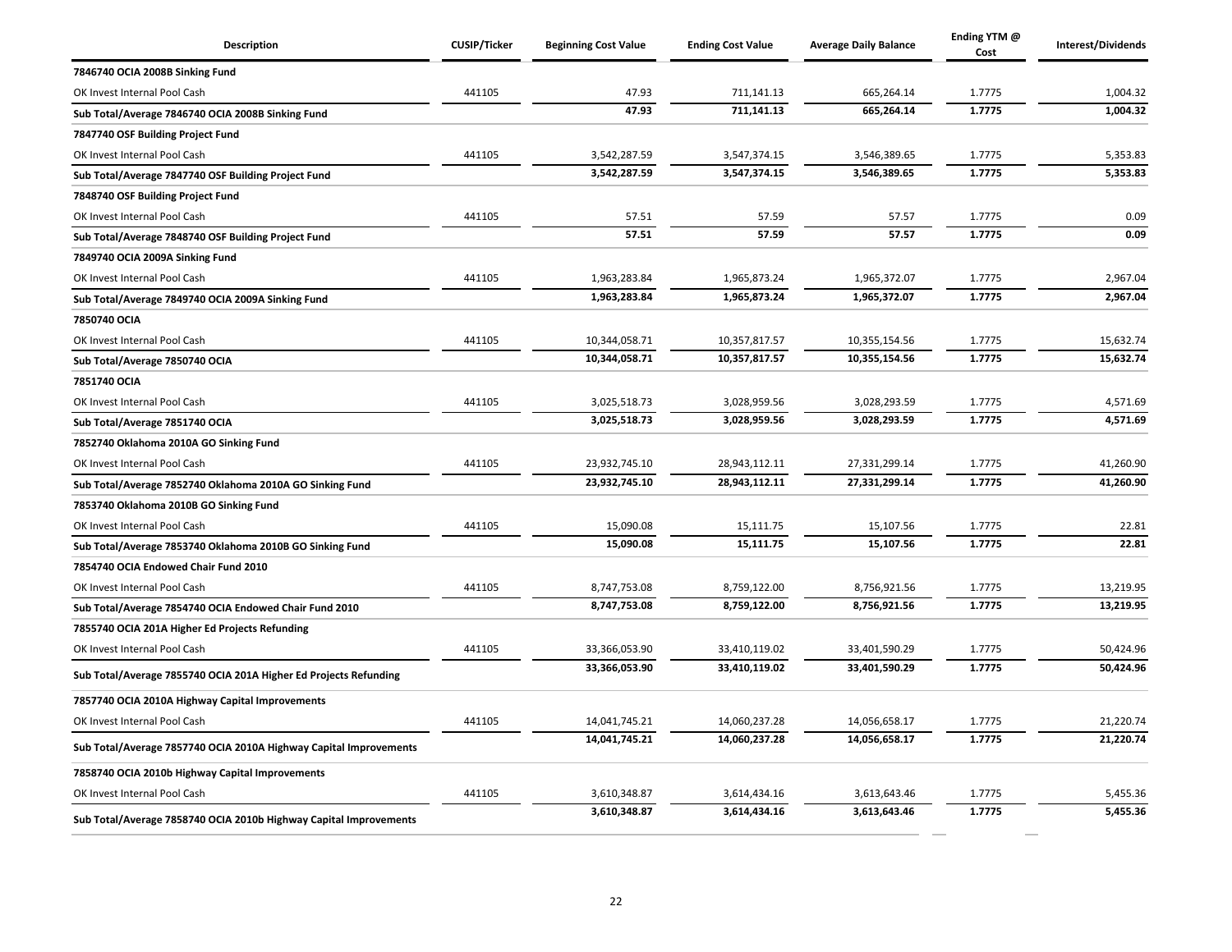| Description | CUSIP/Ticker | Beginning Cost Value | Ending Cost Value | Average Daily Balance | Ending YTM @ Cost | Interest/Dividends |
|---|---|---|---|---|---|---|
| **7846740 OCIA 2008B Sinking Fund** | | | | | | |
| OK Invest Internal Pool Cash | 441105 | 47.93 | 711,141.13 | 665,264.14 | 1.7775 | 1,004.32 |
| **Sub Total/Average 7846740 OCIA 2008B Sinking Fund** | | **47.93** | **711,141.13** | **665,264.14** | **1.7775** | **1,004.32** |
| **7847740 OSF Building Project Fund** | | | | | | |
| OK Invest Internal Pool Cash | 441105 | 3,542,287.59 | 3,547,374.15 | 3,546,389.65 | 1.7775 | 5,353.83 |
| **Sub Total/Average 7847740 OSF Building Project Fund** | | **3,542,287.59** | **3,547,374.15** | **3,546,389.65** | **1.7775** | **5,353.83** |
| **7848740 OSF Building Project Fund** | | | | | | |
| OK Invest Internal Pool Cash | 441105 | 57.51 | 57.59 | 57.57 | 1.7775 | 0.09 |
| **Sub Total/Average 7848740 OSF Building Project Fund** | | **57.51** | **57.59** | **57.57** | **1.7775** | **0.09** |
| **7849740 OCIA 2009A Sinking Fund** | | | | | | |
| OK Invest Internal Pool Cash | 441105 | 1,963,283.84 | 1,965,873.24 | 1,965,372.07 | 1.7775 | 2,967.04 |
| **Sub Total/Average 7849740 OCIA 2009A Sinking Fund** | | **1,963,283.84** | **1,965,873.24** | **1,965,372.07** | **1.7775** | **2,967.04** |
| **7850740 OCIA** | | | | | | |
| OK Invest Internal Pool Cash | 441105 | 10,344,058.71 | 10,357,817.57 | 10,355,154.56 | 1.7775 | 15,632.74 |
| **Sub Total/Average 7850740 OCIA** | | **10,344,058.71** | **10,357,817.57** | **10,355,154.56** | **1.7775** | **15,632.74** |
| **7851740 OCIA** | | | | | | |
| OK Invest Internal Pool Cash | 441105 | 3,025,518.73 | 3,028,959.56 | 3,028,293.59 | 1.7775 | 4,571.69 |
| **Sub Total/Average 7851740 OCIA** | | **3,025,518.73** | **3,028,959.56** | **3,028,293.59** | **1.7775** | **4,571.69** |
| **7852740 Oklahoma 2010A GO Sinking Fund** | | | | | | |
| OK Invest Internal Pool Cash | 441105 | 23,932,745.10 | 28,943,112.11 | 27,331,299.14 | 1.7775 | 41,260.90 |
| **Sub Total/Average 7852740 Oklahoma 2010A GO Sinking Fund** | | **23,932,745.10** | **28,943,112.11** | **27,331,299.14** | **1.7775** | **41,260.90** |
| **7853740 Oklahoma 2010B GO Sinking Fund** | | | | | | |
| OK Invest Internal Pool Cash | 441105 | 15,090.08 | 15,111.75 | 15,107.56 | 1.7775 | 22.81 |
| **Sub Total/Average 7853740 Oklahoma 2010B GO Sinking Fund** | | **15,090.08** | **15,111.75** | **15,107.56** | **1.7775** | **22.81** |
| **7854740 OCIA Endowed Chair Fund 2010** | | | | | | |
| OK Invest Internal Pool Cash | 441105 | 8,747,753.08 | 8,759,122.00 | 8,756,921.56 | 1.7775 | 13,219.95 |
| **Sub Total/Average 7854740 OCIA Endowed Chair Fund 2010** | | **8,747,753.08** | **8,759,122.00** | **8,756,921.56** | **1.7775** | **13,219.95** |
| **7855740 OCIA 201A Higher Ed Projects Refunding** | | | | | | |
| OK Invest Internal Pool Cash | 441105 | 33,366,053.90 | 33,410,119.02 | 33,401,590.29 | 1.7775 | 50,424.96 |
| **Sub Total/Average 7855740 OCIA 201A Higher Ed Projects Refunding** | | **33,366,053.90** | **33,410,119.02** | **33,401,590.29** | **1.7775** | **50,424.96** |
| **7857740 OCIA 2010A Highway Capital Improvements** | | | | | | |
| OK Invest Internal Pool Cash | 441105 | 14,041,745.21 | 14,060,237.28 | 14,056,658.17 | 1.7775 | 21,220.74 |
| **Sub Total/Average 7857740 OCIA 2010A Highway Capital Improvements** | | **14,041,745.21** | **14,060,237.28** | **14,056,658.17** | **1.7775** | **21,220.74** |
| **7858740 OCIA 2010b Highway Capital Improvements** | | | | | | |
| OK Invest Internal Pool Cash | 441105 | 3,610,348.87 | 3,614,434.16 | 3,613,643.46 | 1.7775 | 5,455.36 |
| **Sub Total/Average 7858740 OCIA 2010b Highway Capital Improvements** | | **3,610,348.87** | **3,614,434.16** | **3,613,643.46** | **1.7775** | **5,455.36** |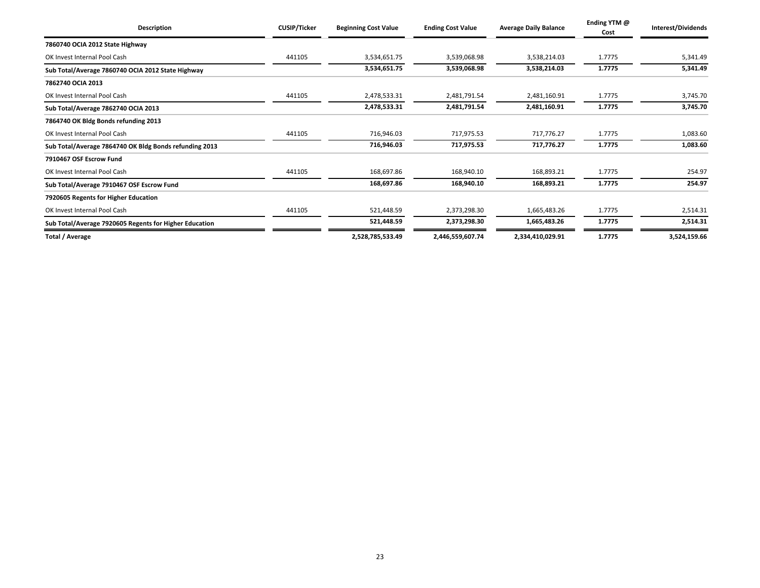| Description | CUSIP/Ticker | Beginning Cost Value | Ending Cost Value | Average Daily Balance | Ending YTM @ Cost | Interest/Dividends |
|---|---|---|---|---|---|---|
| **7860740 OCIA 2012 State Highway** | | | | | | |
| OK Invest Internal Pool Cash | 441105 | 3,534,651.75 | 3,539,068.98 | 3,538,214.03 | 1.7775 | 5,341.49 |
| **Sub Total/Average 7860740 OCIA 2012 State Highway** | | **3,534,651.75** | **3,539,068.98** | **3,538,214.03** | **1.7775** | **5,341.49** |
| **7862740 OCIA 2013** | | | | | | |
| OK Invest Internal Pool Cash | 441105 | 2,478,533.31 | 2,481,791.54 | 2,481,160.91 | 1.7775 | 3,745.70 |
| **Sub Total/Average 7862740 OCIA 2013** | | **2,478,533.31** | **2,481,791.54** | **2,481,160.91** | **1.7775** | **3,745.70** |
| **7864740 OK Bldg Bonds refunding 2013** | | | | | | |
| OK Invest Internal Pool Cash | 441105 | 716,946.03 | 717,975.53 | 717,776.27 | 1.7775 | 1,083.60 |
| **Sub Total/Average 7864740 OK Bldg Bonds refunding 2013** | | **716,946.03** | **717,975.53** | **717,776.27** | **1.7775** | **1,083.60** |
| **7910467 OSF Escrow Fund** | | | | | | |
| OK Invest Internal Pool Cash | 441105 | 168,697.86 | 168,940.10 | 168,893.21 | 1.7775 | 254.97 |
| **Sub Total/Average 7910467 OSF Escrow Fund** | | **168,697.86** | **168,940.10** | **168,893.21** | **1.7775** | **254.97** |
| **7920605 Regents for Higher Education** | | | | | | |
| OK Invest Internal Pool Cash | 441105 | 521,448.59 | 2,373,298.30 | 1,665,483.26 | 1.7775 | 2,514.31 |
| **Sub Total/Average 7920605 Regents for Higher Education** | | **521,448.59** | **2,373,298.30** | **1,665,483.26** | **1.7775** | **2,514.31** |
| **Total / Average** | | **2,528,785,533.49** | **2,446,559,607.74** | **2,334,410,029.91** | **1.7775** | **3,524,159.66** |